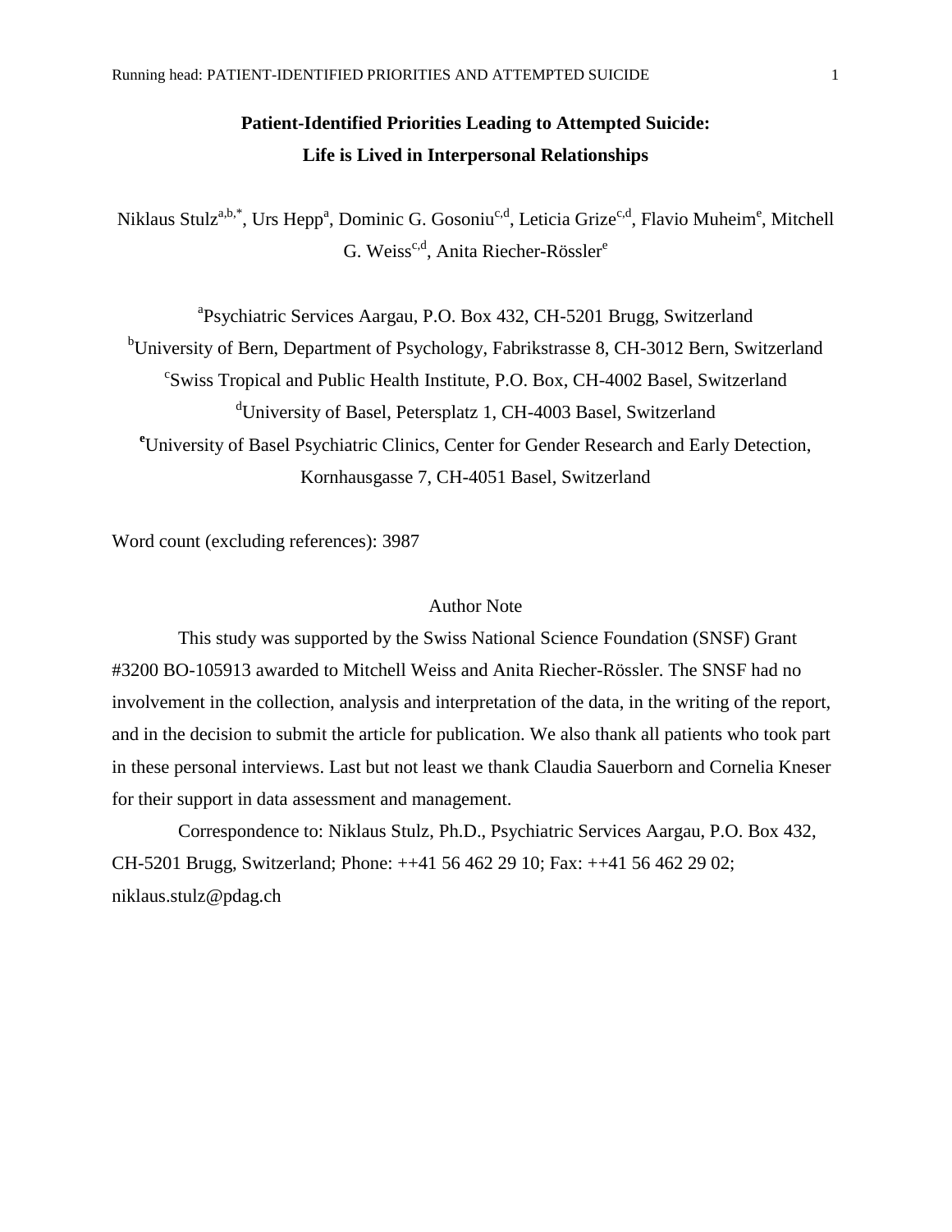# Patient-Identified Priorities Leading to Attempted Suicide: Life is Lived in Interpersonal Relationships

Niklaus Stulz[a,b,*], Urs Hepp[a], Dominic G. Gosoniu[c,d], Leticia Grize[c,d], Flavio Muheim[e], Mitchell G. Weiss[c,d], Anita Riecher-Rössler[e]

[a]Psychiatric Services Aargau, P.O. Box 432, CH-5201 Brugg, Switzerland
[b]University of Bern, Department of Psychology, Fabrikstrasse 8, CH-3012 Bern, Switzerland
[c]Swiss Tropical and Public Health Institute, P.O. Box, CH-4002 Basel, Switzerland
[d]University of Basel, Petersplatz 1, CH-4003 Basel, Switzerland
[e]University of Basel Psychiatric Clinics, Center for Gender Research and Early Detection, Kornhausgasse 7, CH-4051 Basel, Switzerland

Word count (excluding references): 3987

## Author Note

This study was supported by the Swiss National Science Foundation (SNSF) Grant #3200 BO-105913 awarded to Mitchell Weiss and Anita Riecher-Rössler. The SNSF had no involvement in the collection, analysis and interpretation of the data, in the writing of the report, and in the decision to submit the article for publication. We also thank all patients who took part in these personal interviews. Last but not least we thank Claudia Sauerborn and Cornelia Kneser for their support in data assessment and management.

Correspondence to: Niklaus Stulz, Ph.D., Psychiatric Services Aargau, P.O. Box 432, CH-5201 Brugg, Switzerland; Phone: ++41 56 462 29 10; Fax: ++41 56 462 29 02; niklaus.stulz@pdag.ch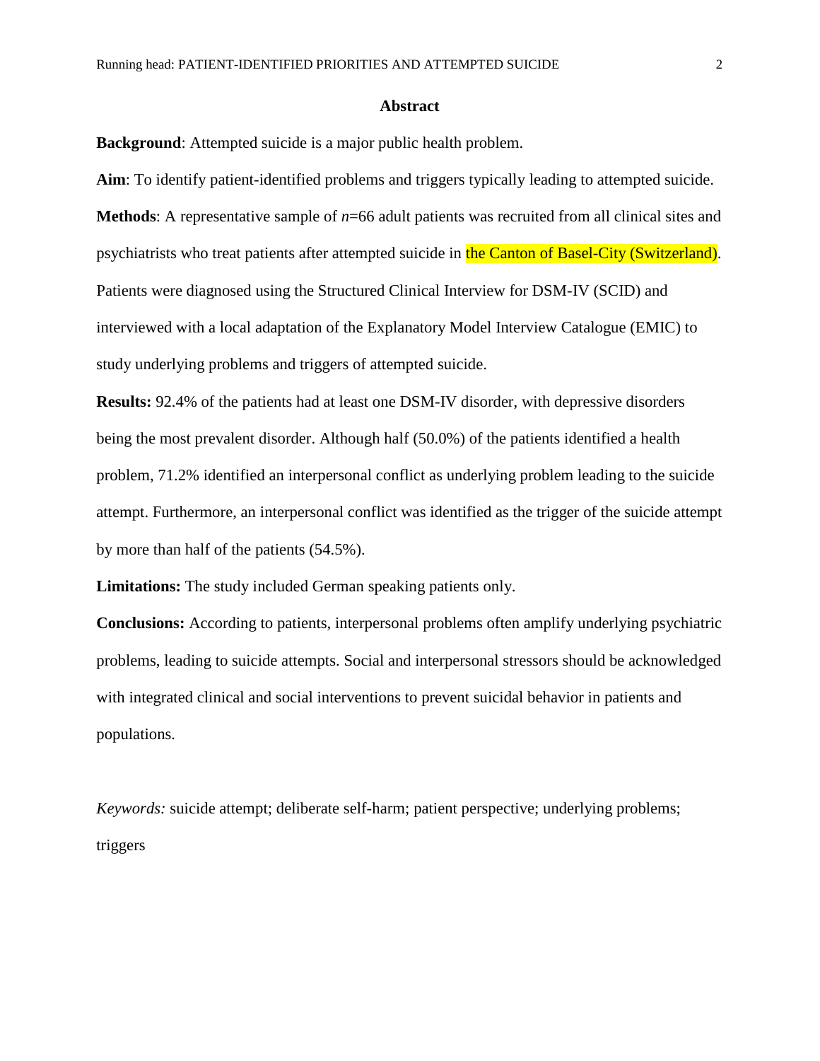## Abstract

**Background**: Attempted suicide is a major public health problem.

**Aim**: To identify patient-identified problems and triggers typically leading to attempted suicide.

**Methods**: A representative sample of *n*=66 adult patients was recruited from all clinical sites and psychiatrists who treat patients after attempted suicide in the Canton of Basel-City (Switzerland). Patients were diagnosed using the Structured Clinical Interview for DSM-IV (SCID) and interviewed with a local adaptation of the Explanatory Model Interview Catalogue (EMIC) to study underlying problems and triggers of attempted suicide.

**Results:** 92.4% of the patients had at least one DSM-IV disorder, with depressive disorders being the most prevalent disorder. Although half (50.0%) of the patients identified a health problem, 71.2% identified an interpersonal conflict as underlying problem leading to the suicide attempt. Furthermore, an interpersonal conflict was identified as the trigger of the suicide attempt by more than half of the patients (54.5%).

**Limitations:** The study included German speaking patients only.

**Conclusions:** According to patients, interpersonal problems often amplify underlying psychiatric problems, leading to suicide attempts. Social and interpersonal stressors should be acknowledged with integrated clinical and social interventions to prevent suicidal behavior in patients and populations.

*Keywords:* suicide attempt; deliberate self-harm; patient perspective; underlying problems; triggers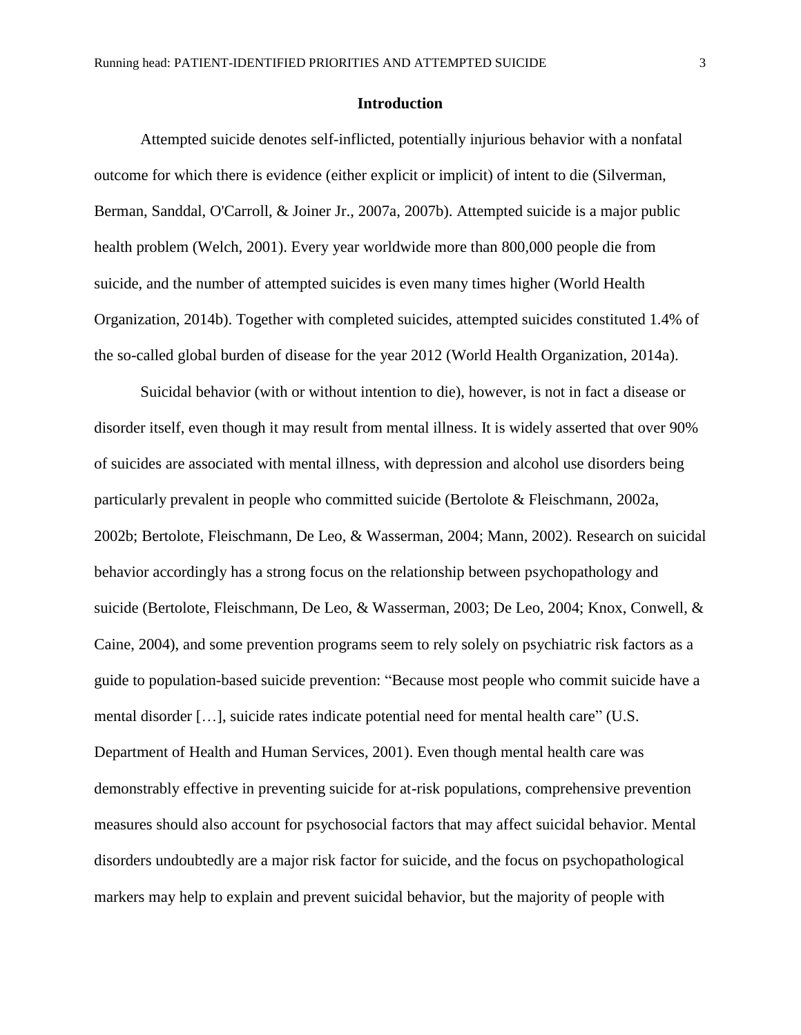## Introduction

Attempted suicide denotes self-inflicted, potentially injurious behavior with a nonfatal outcome for which there is evidence (either explicit or implicit) of intent to die (Silverman, Berman, Sanddal, O'Carroll, & Joiner Jr., 2007a, 2007b). Attempted suicide is a major public health problem (Welch, 2001). Every year worldwide more than 800,000 people die from suicide, and the number of attempted suicides is even many times higher (World Health Organization, 2014b). Together with completed suicides, attempted suicides constituted 1.4% of the so-called global burden of disease for the year 2012 (World Health Organization, 2014a).

Suicidal behavior (with or without intention to die), however, is not in fact a disease or disorder itself, even though it may result from mental illness. It is widely asserted that over 90% of suicides are associated with mental illness, with depression and alcohol use disorders being particularly prevalent in people who committed suicide (Bertolote & Fleischmann, 2002a, 2002b; Bertolote, Fleischmann, De Leo, & Wasserman, 2004; Mann, 2002). Research on suicidal behavior accordingly has a strong focus on the relationship between psychopathology and suicide (Bertolote, Fleischmann, De Leo, & Wasserman, 2003; De Leo, 2004; Knox, Conwell, & Caine, 2004), and some prevention programs seem to rely solely on psychiatric risk factors as a guide to population-based suicide prevention: "Because most people who commit suicide have a mental disorder […], suicide rates indicate potential need for mental health care" (U.S. Department of Health and Human Services, 2001). Even though mental health care was demonstrably effective in preventing suicide for at-risk populations, comprehensive prevention measures should also account for psychosocial factors that may affect suicidal behavior. Mental disorders undoubtedly are a major risk factor for suicide, and the focus on psychopathological markers may help to explain and prevent suicidal behavior, but the majority of people with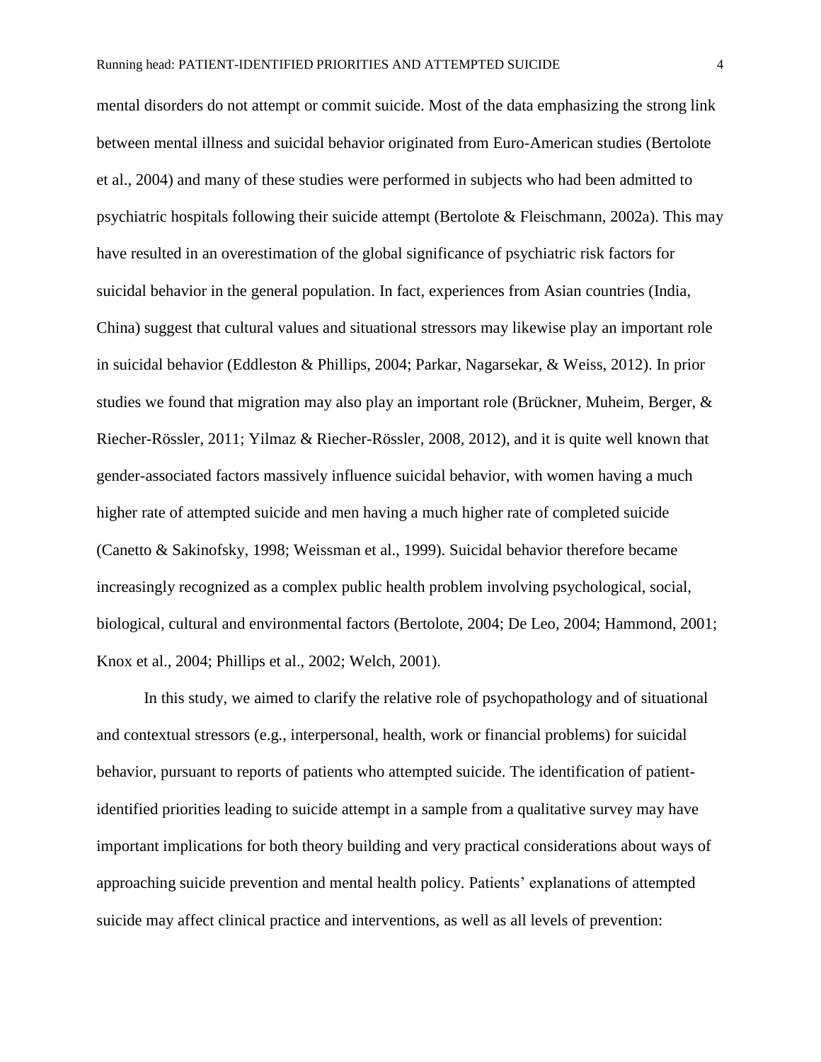mental disorders do not attempt or commit suicide. Most of the data emphasizing the strong link between mental illness and suicidal behavior originated from Euro-American studies (Bertolote et al., 2004) and many of these studies were performed in subjects who had been admitted to psychiatric hospitals following their suicide attempt (Bertolote & Fleischmann, 2002a). This may have resulted in an overestimation of the global significance of psychiatric risk factors for suicidal behavior in the general population. In fact, experiences from Asian countries (India, China) suggest that cultural values and situational stressors may likewise play an important role in suicidal behavior (Eddleston & Phillips, 2004; Parkar, Nagarsekar, & Weiss, 2012). In prior studies we found that migration may also play an important role (Brückner, Muheim, Berger, & Riecher-Rössler, 2011; Yilmaz & Riecher-Rössler, 2008, 2012), and it is quite well known that gender-associated factors massively influence suicidal behavior, with women having a much higher rate of attempted suicide and men having a much higher rate of completed suicide (Canetto & Sakinofsky, 1998; Weissman et al., 1999). Suicidal behavior therefore became increasingly recognized as a complex public health problem involving psychological, social, biological, cultural and environmental factors (Bertolote, 2004; De Leo, 2004; Hammond, 2001; Knox et al., 2004; Phillips et al., 2002; Welch, 2001).

In this study, we aimed to clarify the relative role of psychopathology and of situational and contextual stressors (e.g., interpersonal, health, work or financial problems) for suicidal behavior, pursuant to reports of patients who attempted suicide. The identification of patient-identified priorities leading to suicide attempt in a sample from a qualitative survey may have important implications for both theory building and very practical considerations about ways of approaching suicide prevention and mental health policy. Patients' explanations of attempted suicide may affect clinical practice and interventions, as well as all levels of prevention: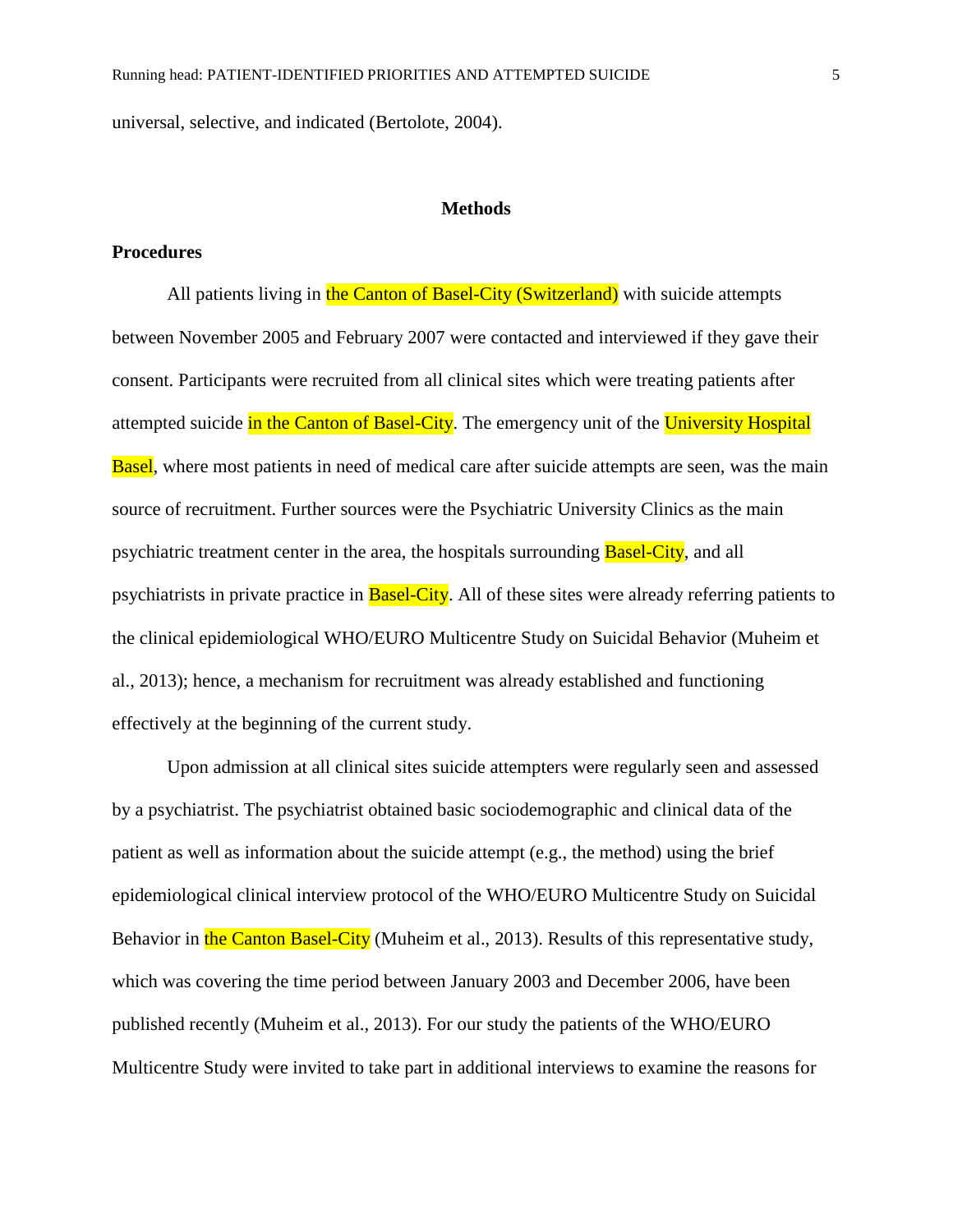universal, selective, and indicated (Bertolote, 2004).

# Methods

## Procedures

All patients living in the Canton of Basel-City (Switzerland) with suicide attempts between November 2005 and February 2007 were contacted and interviewed if they gave their consent. Participants were recruited from all clinical sites which were treating patients after attempted suicide in the Canton of Basel-City. The emergency unit of the University Hospital Basel, where most patients in need of medical care after suicide attempts are seen, was the main source of recruitment. Further sources were the Psychiatric University Clinics as the main psychiatric treatment center in the area, the hospitals surrounding Basel-City, and all psychiatrists in private practice in Basel-City. All of these sites were already referring patients to the clinical epidemiological WHO/EURO Multicentre Study on Suicidal Behavior (Muheim et al., 2013); hence, a mechanism for recruitment was already established and functioning effectively at the beginning of the current study.

Upon admission at all clinical sites suicide attempters were regularly seen and assessed by a psychiatrist. The psychiatrist obtained basic sociodemographic and clinical data of the patient as well as information about the suicide attempt (e.g., the method) using the brief epidemiological clinical interview protocol of the WHO/EURO Multicentre Study on Suicidal Behavior in the Canton Basel-City (Muheim et al., 2013). Results of this representative study, which was covering the time period between January 2003 and December 2006, have been published recently (Muheim et al., 2013). For our study the patients of the WHO/EURO Multicentre Study were invited to take part in additional interviews to examine the reasons for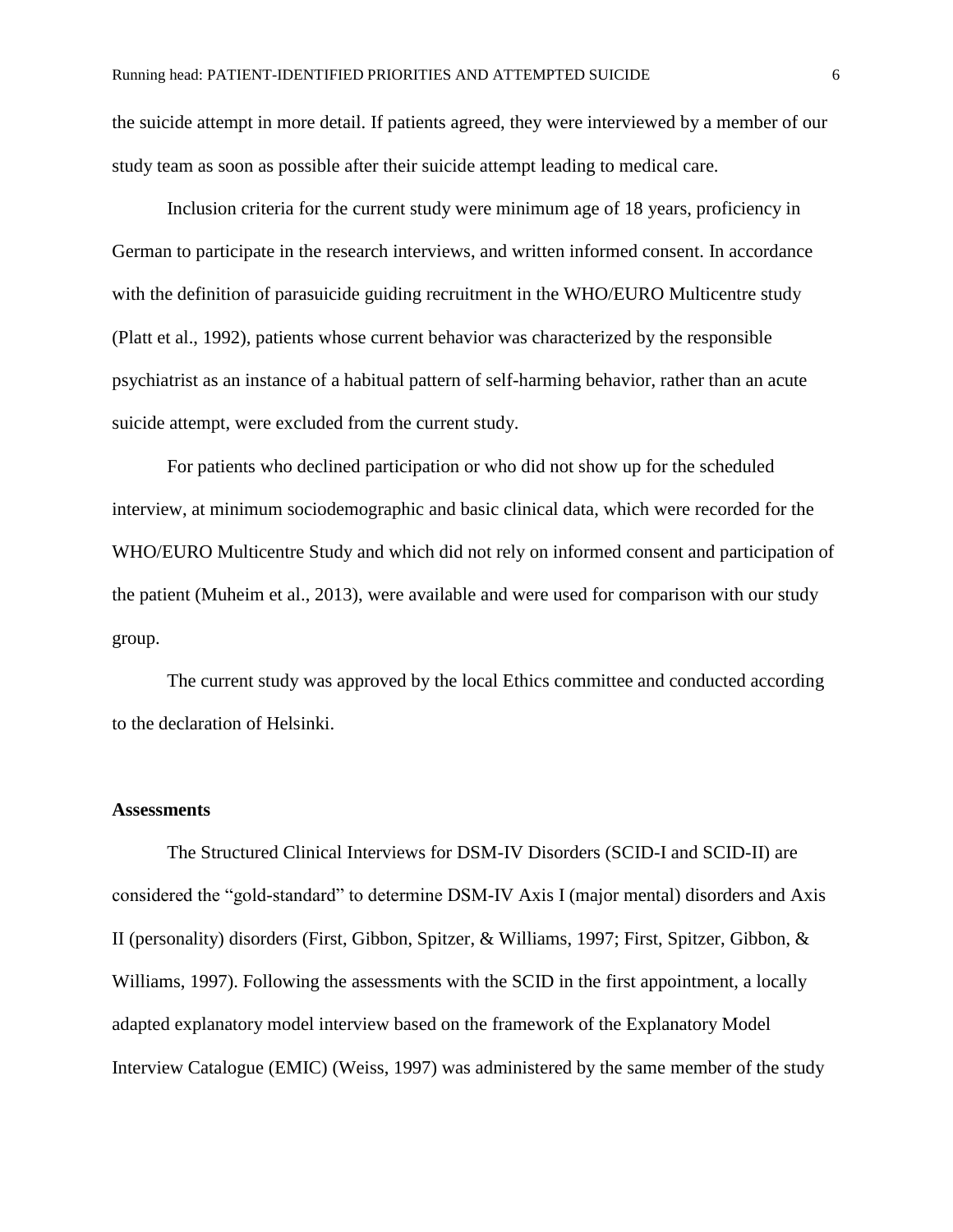the suicide attempt in more detail. If patients agreed, they were interviewed by a member of our study team as soon as possible after their suicide attempt leading to medical care.

Inclusion criteria for the current study were minimum age of 18 years, proficiency in German to participate in the research interviews, and written informed consent. In accordance with the definition of parasuicide guiding recruitment in the WHO/EURO Multicentre study (Platt et al., 1992), patients whose current behavior was characterized by the responsible psychiatrist as an instance of a habitual pattern of self-harming behavior, rather than an acute suicide attempt, were excluded from the current study.

For patients who declined participation or who did not show up for the scheduled interview, at minimum sociodemographic and basic clinical data, which were recorded for the WHO/EURO Multicentre Study and which did not rely on informed consent and participation of the patient (Muheim et al., 2013), were available and were used for comparison with our study group.

The current study was approved by the local Ethics committee and conducted according to the declaration of Helsinki.

### Assessments

The Structured Clinical Interviews for DSM-IV Disorders (SCID-I and SCID-II) are considered the "gold-standard" to determine DSM-IV Axis I (major mental) disorders and Axis II (personality) disorders (First, Gibbon, Spitzer, & Williams, 1997; First, Spitzer, Gibbon, & Williams, 1997). Following the assessments with the SCID in the first appointment, a locally adapted explanatory model interview based on the framework of the Explanatory Model Interview Catalogue (EMIC) (Weiss, 1997) was administered by the same member of the study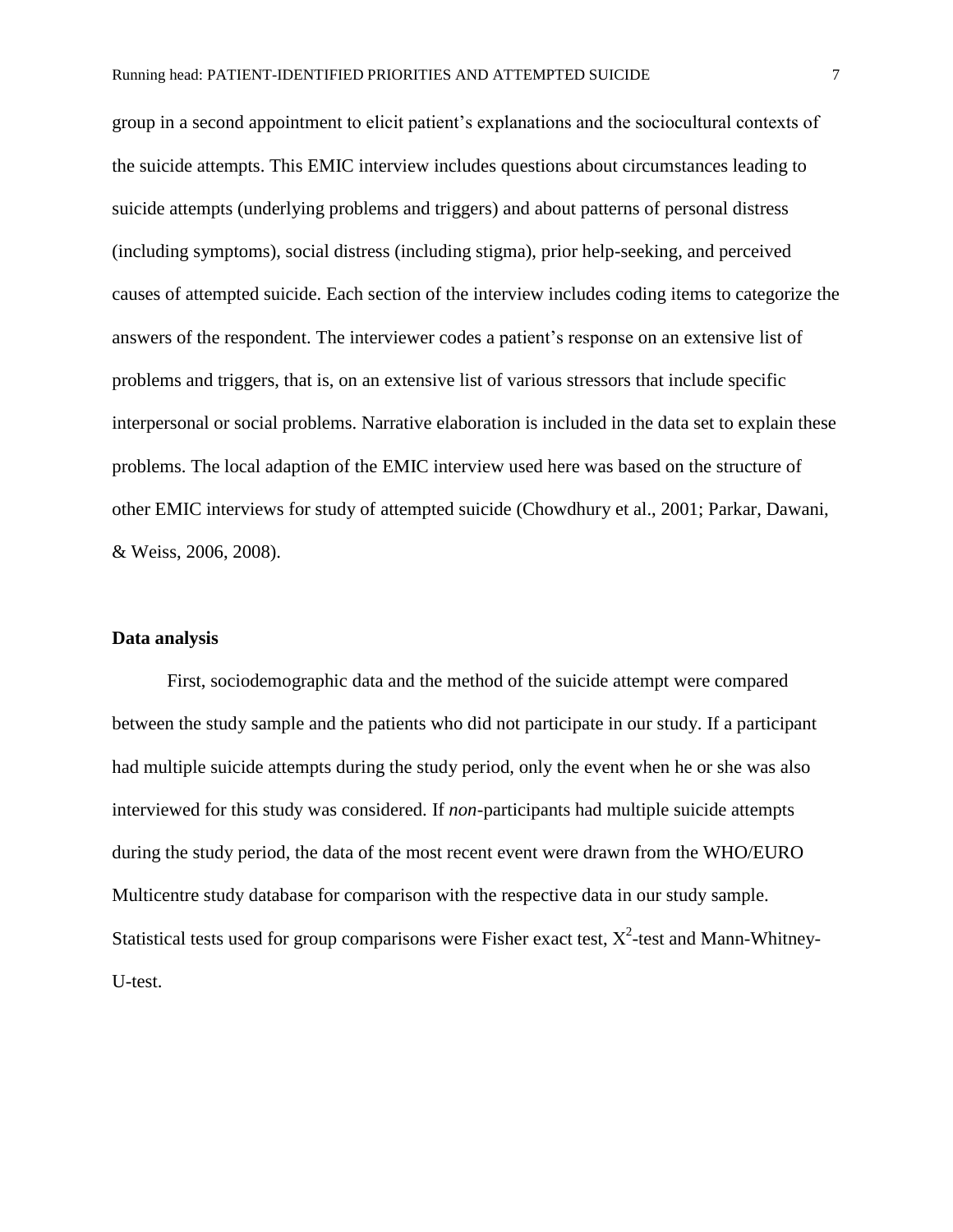group in a second appointment to elicit patient's explanations and the sociocultural contexts of the suicide attempts. This EMIC interview includes questions about circumstances leading to suicide attempts (underlying problems and triggers) and about patterns of personal distress (including symptoms), social distress (including stigma), prior help-seeking, and perceived causes of attempted suicide. Each section of the interview includes coding items to categorize the answers of the respondent. The interviewer codes a patient's response on an extensive list of problems and triggers, that is, on an extensive list of various stressors that include specific interpersonal or social problems. Narrative elaboration is included in the data set to explain these problems. The local adaption of the EMIC interview used here was based on the structure of other EMIC interviews for study of attempted suicide (Chowdhury et al., 2001; Parkar, Dawani, & Weiss, 2006, 2008).

### Data analysis

First, sociodemographic data and the method of the suicide attempt were compared between the study sample and the patients who did not participate in our study. If a participant had multiple suicide attempts during the study period, only the event when he or she was also interviewed for this study was considered. If *non*-participants had multiple suicide attempts during the study period, the data of the most recent event were drawn from the WHO/EURO Multicentre study database for comparison with the respective data in our study sample. Statistical tests used for group comparisons were Fisher exact test, $X^2$-test and Mann-Whitney-U-test.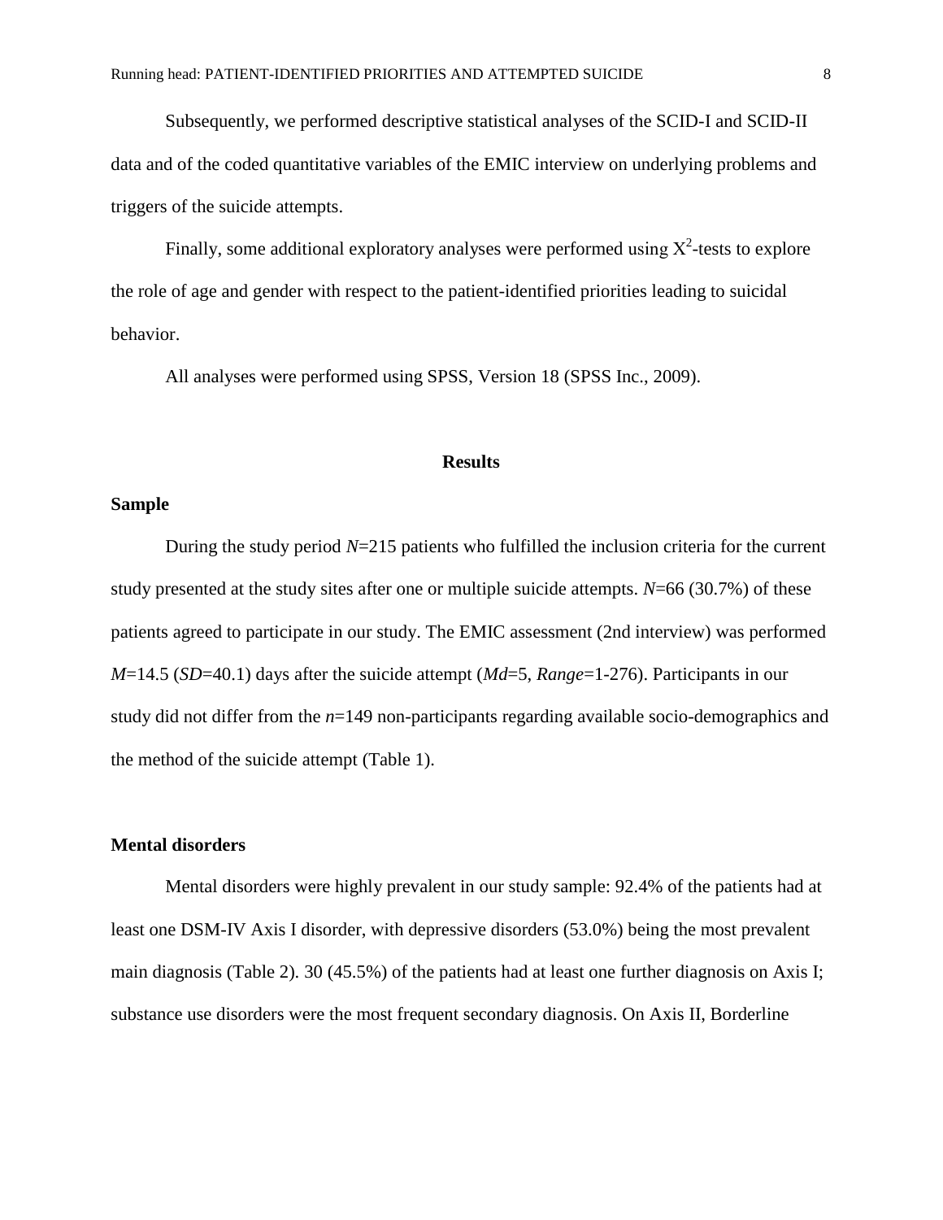Subsequently, we performed descriptive statistical analyses of the SCID-I and SCID-II data and of the coded quantitative variables of the EMIC interview on underlying problems and triggers of the suicide attempts.

Finally, some additional exploratory analyses were performed using $X^2$-tests to explore the role of age and gender with respect to the patient-identified priorities leading to suicidal behavior.

All analyses were performed using SPSS, Version 18 (SPSS Inc., 2009).

## Results

### Sample

During the study period *N*=215 patients who fulfilled the inclusion criteria for the current study presented at the study sites after one or multiple suicide attempts. *N*=66 (30.7%) of these patients agreed to participate in our study. The EMIC assessment (2nd interview) was performed *M*=14.5 (*SD*=40.1) days after the suicide attempt (*Md*=5, *Range*=1-276). Participants in our study did not differ from the *n*=149 non-participants regarding available socio-demographics and the method of the suicide attempt (Table 1).

### Mental disorders

Mental disorders were highly prevalent in our study sample: 92.4% of the patients had at least one DSM-IV Axis I disorder, with depressive disorders (53.0%) being the most prevalent main diagnosis (Table 2). 30 (45.5%) of the patients had at least one further diagnosis on Axis I; substance use disorders were the most frequent secondary diagnosis. On Axis II, Borderline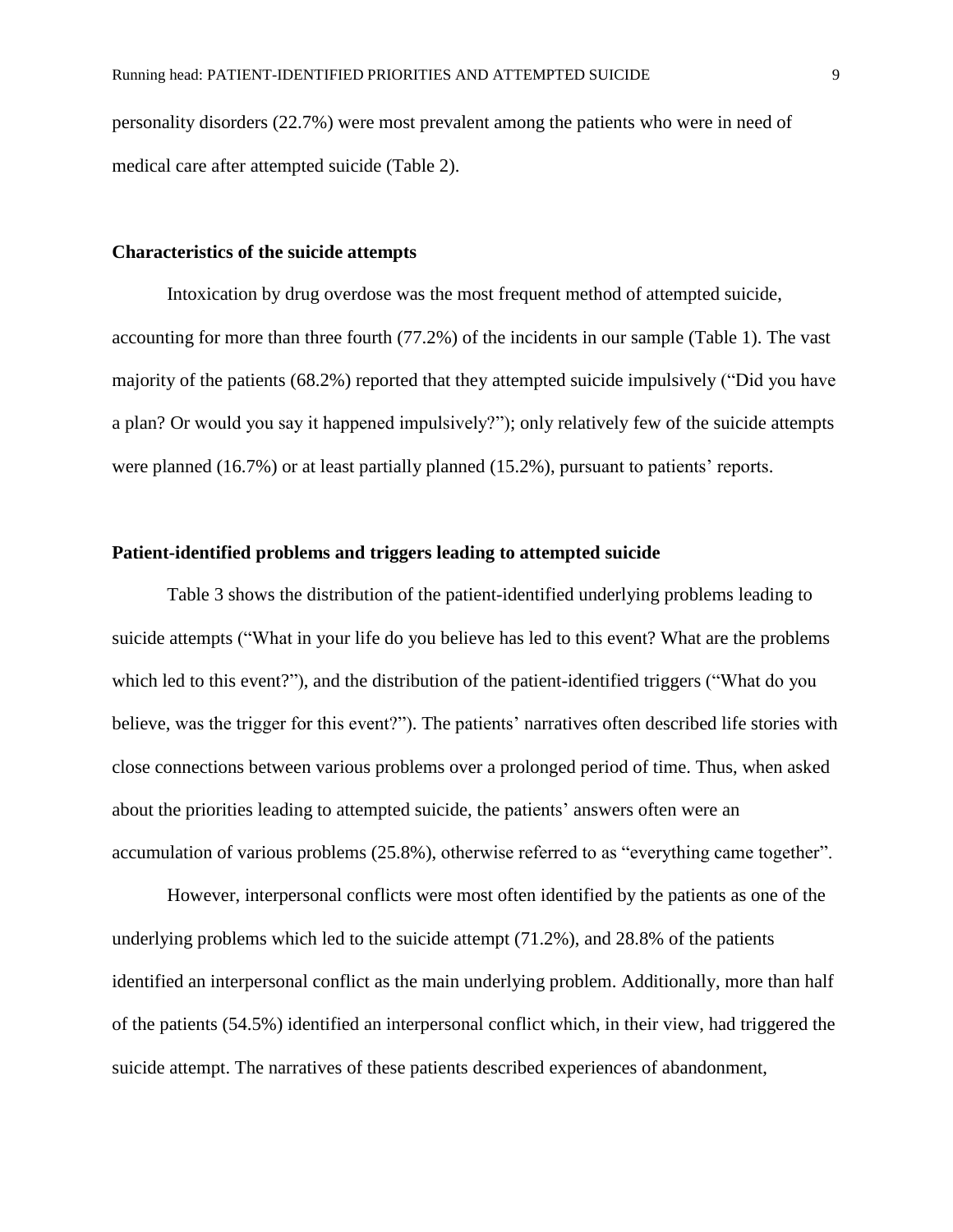personality disorders (22.7%) were most prevalent among the patients who were in need of medical care after attempted suicide (Table 2).

### Characteristics of the suicide attempts

Intoxication by drug overdose was the most frequent method of attempted suicide, accounting for more than three fourth (77.2%) of the incidents in our sample (Table 1). The vast majority of the patients (68.2%) reported that they attempted suicide impulsively ("Did you have a plan? Or would you say it happened impulsively?"); only relatively few of the suicide attempts were planned (16.7%) or at least partially planned (15.2%), pursuant to patients' reports.

### Patient-identified problems and triggers leading to attempted suicide

Table 3 shows the distribution of the patient-identified underlying problems leading to suicide attempts ("What in your life do you believe has led to this event? What are the problems which led to this event?"), and the distribution of the patient-identified triggers ("What do you believe, was the trigger for this event?"). The patients' narratives often described life stories with close connections between various problems over a prolonged period of time. Thus, when asked about the priorities leading to attempted suicide, the patients' answers often were an accumulation of various problems (25.8%), otherwise referred to as "everything came together".

However, interpersonal conflicts were most often identified by the patients as one of the underlying problems which led to the suicide attempt (71.2%), and 28.8% of the patients identified an interpersonal conflict as the main underlying problem. Additionally, more than half of the patients (54.5%) identified an interpersonal conflict which, in their view, had triggered the suicide attempt. The narratives of these patients described experiences of abandonment,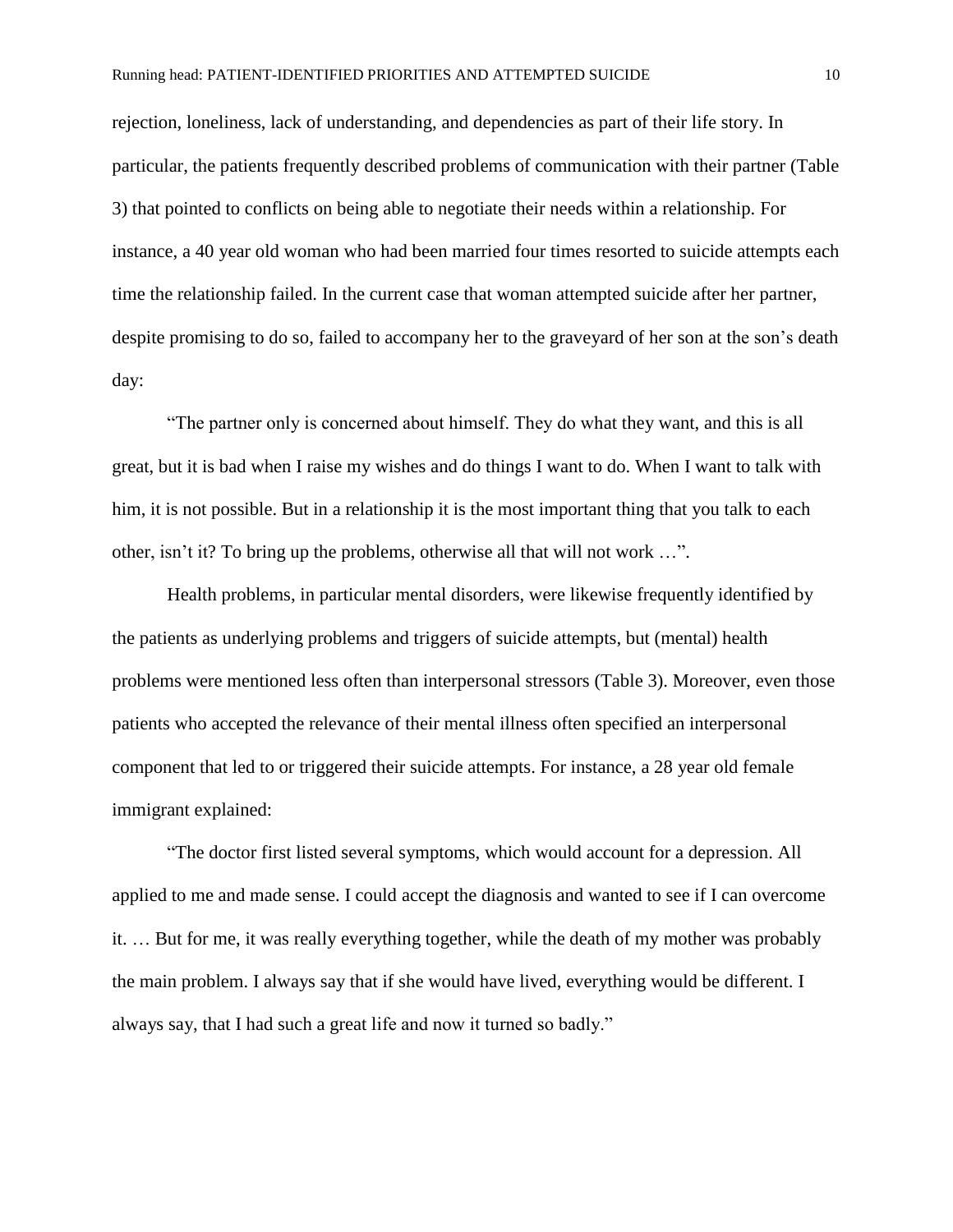rejection, loneliness, lack of understanding, and dependencies as part of their life story. In particular, the patients frequently described problems of communication with their partner (Table 3) that pointed to conflicts on being able to negotiate their needs within a relationship. For instance, a 40 year old woman who had been married four times resorted to suicide attempts each time the relationship failed. In the current case that woman attempted suicide after her partner, despite promising to do so, failed to accompany her to the graveyard of her son at the son's death day:

"The partner only is concerned about himself. They do what they want, and this is all great, but it is bad when I raise my wishes and do things I want to do. When I want to talk with him, it is not possible. But in a relationship it is the most important thing that you talk to each other, isn't it? To bring up the problems, otherwise all that will not work …".

Health problems, in particular mental disorders, were likewise frequently identified by the patients as underlying problems and triggers of suicide attempts, but (mental) health problems were mentioned less often than interpersonal stressors (Table 3). Moreover, even those patients who accepted the relevance of their mental illness often specified an interpersonal component that led to or triggered their suicide attempts. For instance, a 28 year old female immigrant explained:

"The doctor first listed several symptoms, which would account for a depression. All applied to me and made sense. I could accept the diagnosis and wanted to see if I can overcome it. … But for me, it was really everything together, while the death of my mother was probably the main problem. I always say that if she would have lived, everything would be different. I always say, that I had such a great life and now it turned so badly."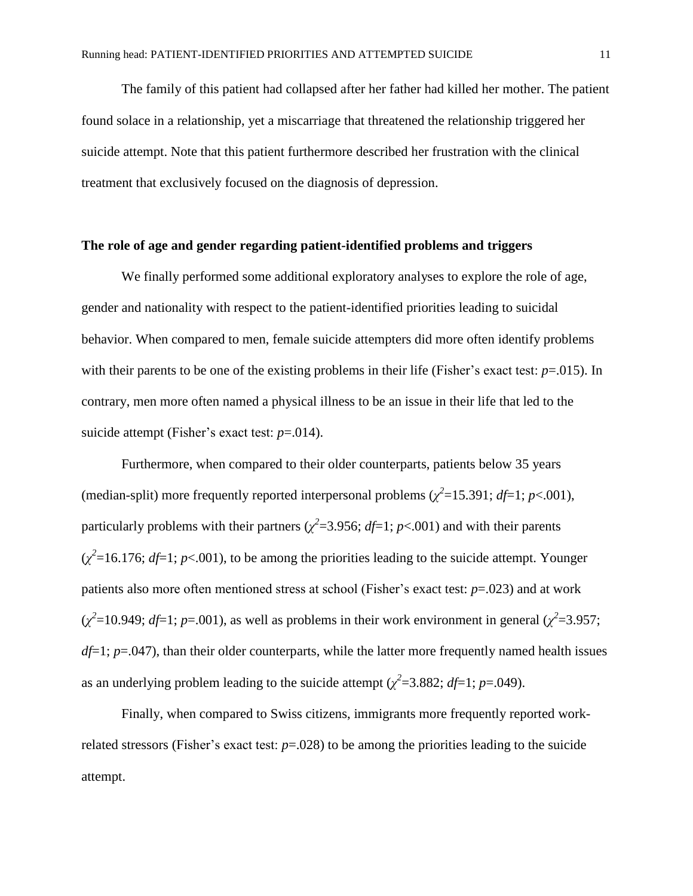The family of this patient had collapsed after her father had killed her mother. The patient found solace in a relationship, yet a miscarriage that threatened the relationship triggered her suicide attempt. Note that this patient furthermore described her frustration with the clinical treatment that exclusively focused on the diagnosis of depression.

**The role of age and gender regarding patient-identified problems and triggers**

We finally performed some additional exploratory analyses to explore the role of age, gender and nationality with respect to the patient-identified priorities leading to suicidal behavior. When compared to men, female suicide attempters did more often identify problems with their parents to be one of the existing problems in their life (Fisher's exact test: $p$=.015). In contrary, men more often named a physical illness to be an issue in their life that led to the suicide attempt (Fisher's exact test: $p$=.014).

Furthermore, when compared to their older counterparts, patients below 35 years (median-split) more frequently reported interpersonal problems ($\chi^2$=15.391; $df$=1; $p$<.001), particularly problems with their partners ($\chi^2$=3.956; $df$=1; $p$<.001) and with their parents ($\chi^2$=16.176; $df$=1; $p$<.001), to be among the priorities leading to the suicide attempt. Younger patients also more often mentioned stress at school (Fisher's exact test: $p$=.023) and at work ($\chi^2$=10.949; $df$=1; $p$=.001), as well as problems in their work environment in general ($\chi^2$=3.957; $df$=1; $p$=.047), than their older counterparts, while the latter more frequently named health issues as an underlying problem leading to the suicide attempt ($\chi^2$=3.882; $df$=1; $p$=.049).

Finally, when compared to Swiss citizens, immigrants more frequently reported work-related stressors (Fisher's exact test: $p$=.028) to be among the priorities leading to the suicide attempt.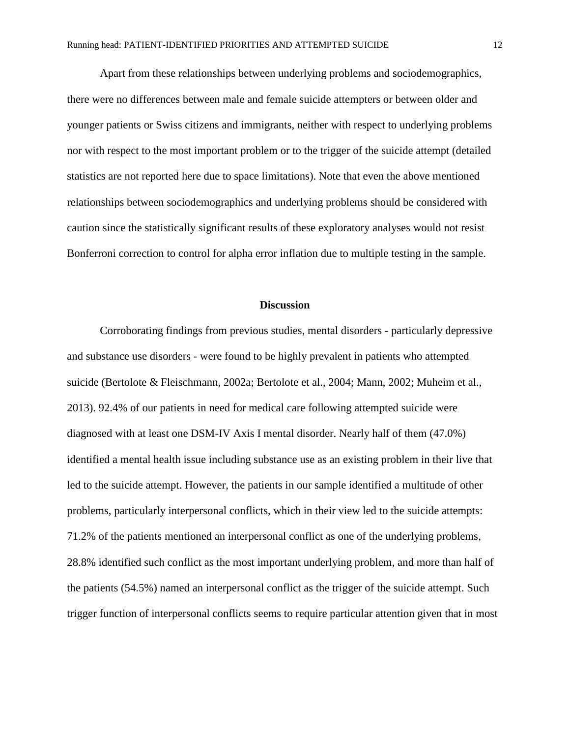Apart from these relationships between underlying problems and sociodemographics, there were no differences between male and female suicide attempters or between older and younger patients or Swiss citizens and immigrants, neither with respect to underlying problems nor with respect to the most important problem or to the trigger of the suicide attempt (detailed statistics are not reported here due to space limitations). Note that even the above mentioned relationships between sociodemographics and underlying problems should be considered with caution since the statistically significant results of these exploratory analyses would not resist Bonferroni correction to control for alpha error inflation due to multiple testing in the sample.

## Discussion

Corroborating findings from previous studies, mental disorders - particularly depressive and substance use disorders - were found to be highly prevalent in patients who attempted suicide (Bertolote & Fleischmann, 2002a; Bertolote et al., 2004; Mann, 2002; Muheim et al., 2013). 92.4% of our patients in need for medical care following attempted suicide were diagnosed with at least one DSM-IV Axis I mental disorder. Nearly half of them (47.0%) identified a mental health issue including substance use as an existing problem in their live that led to the suicide attempt. However, the patients in our sample identified a multitude of other problems, particularly interpersonal conflicts, which in their view led to the suicide attempts: 71.2% of the patients mentioned an interpersonal conflict as one of the underlying problems, 28.8% identified such conflict as the most important underlying problem, and more than half of the patients (54.5%) named an interpersonal conflict as the trigger of the suicide attempt. Such trigger function of interpersonal conflicts seems to require particular attention given that in most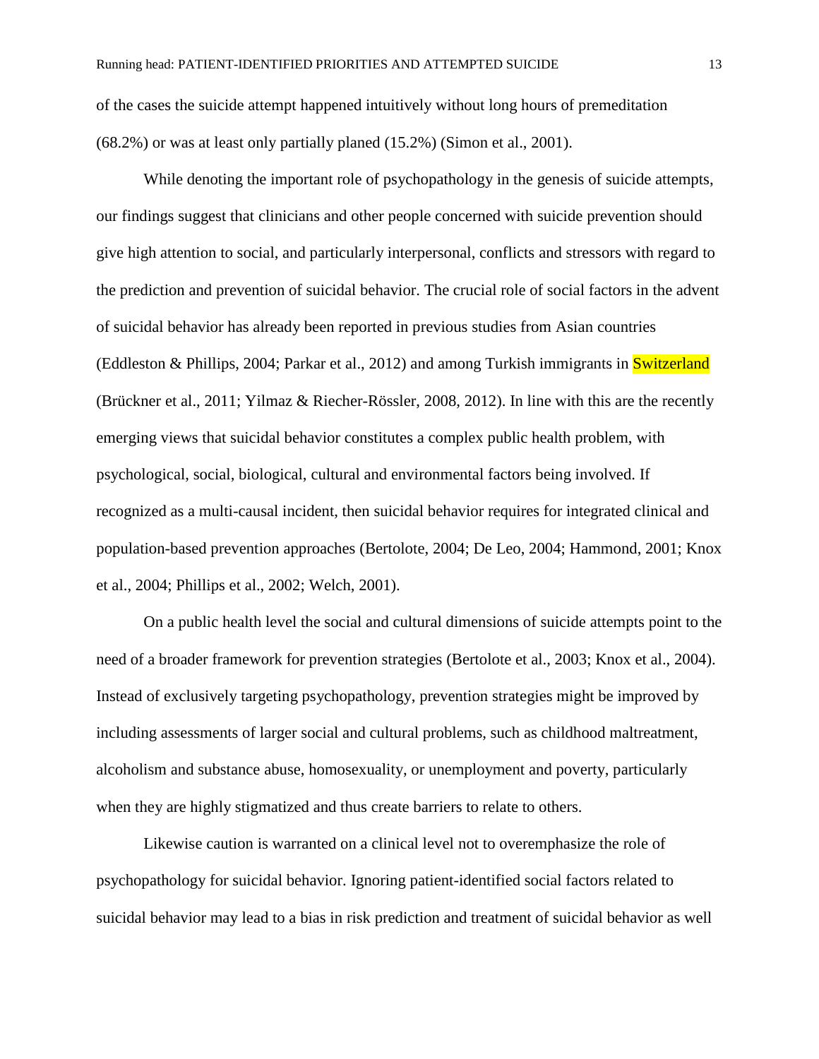of the cases the suicide attempt happened intuitively without long hours of premeditation (68.2%) or was at least only partially planed (15.2%) (Simon et al., 2001).

While denoting the important role of psychopathology in the genesis of suicide attempts, our findings suggest that clinicians and other people concerned with suicide prevention should give high attention to social, and particularly interpersonal, conflicts and stressors with regard to the prediction and prevention of suicidal behavior. The crucial role of social factors in the advent of suicidal behavior has already been reported in previous studies from Asian countries (Eddleston & Phillips, 2004; Parkar et al., 2012) and among Turkish immigrants in Switzerland (Brückner et al., 2011; Yilmaz & Riecher-Rössler, 2008, 2012). In line with this are the recently emerging views that suicidal behavior constitutes a complex public health problem, with psychological, social, biological, cultural and environmental factors being involved. If recognized as a multi-causal incident, then suicidal behavior requires for integrated clinical and population-based prevention approaches (Bertolote, 2004; De Leo, 2004; Hammond, 2001; Knox et al., 2004; Phillips et al., 2002; Welch, 2001).

On a public health level the social and cultural dimensions of suicide attempts point to the need of a broader framework for prevention strategies (Bertolote et al., 2003; Knox et al., 2004). Instead of exclusively targeting psychopathology, prevention strategies might be improved by including assessments of larger social and cultural problems, such as childhood maltreatment, alcoholism and substance abuse, homosexuality, or unemployment and poverty, particularly when they are highly stigmatized and thus create barriers to relate to others.

Likewise caution is warranted on a clinical level not to overemphasize the role of psychopathology for suicidal behavior. Ignoring patient-identified social factors related to suicidal behavior may lead to a bias in risk prediction and treatment of suicidal behavior as well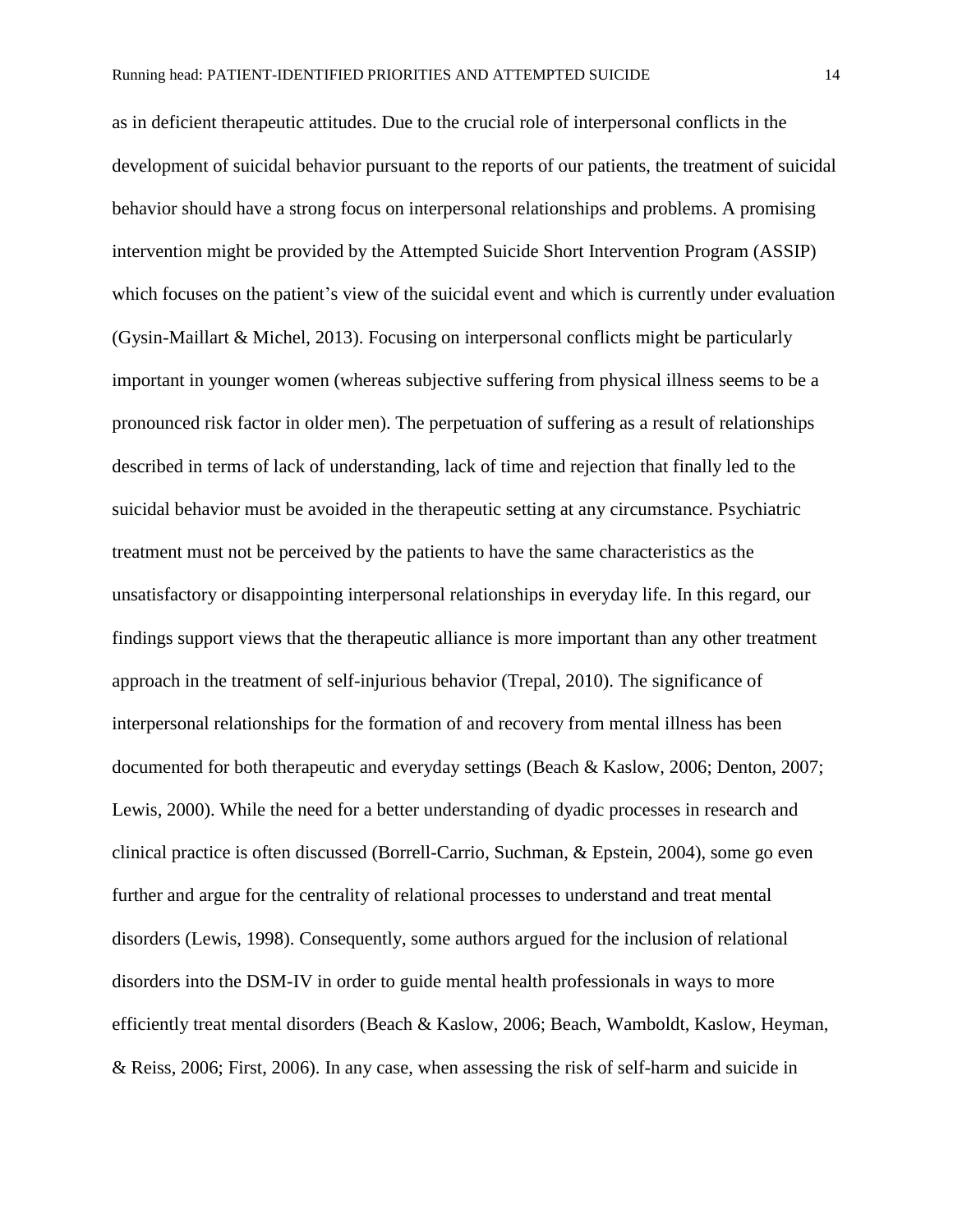as in deficient therapeutic attitudes. Due to the crucial role of interpersonal conflicts in the development of suicidal behavior pursuant to the reports of our patients, the treatment of suicidal behavior should have a strong focus on interpersonal relationships and problems. A promising intervention might be provided by the Attempted Suicide Short Intervention Program (ASSIP) which focuses on the patient's view of the suicidal event and which is currently under evaluation (Gysin-Maillart & Michel, 2013). Focusing on interpersonal conflicts might be particularly important in younger women (whereas subjective suffering from physical illness seems to be a pronounced risk factor in older men). The perpetuation of suffering as a result of relationships described in terms of lack of understanding, lack of time and rejection that finally led to the suicidal behavior must be avoided in the therapeutic setting at any circumstance. Psychiatric treatment must not be perceived by the patients to have the same characteristics as the unsatisfactory or disappointing interpersonal relationships in everyday life. In this regard, our findings support views that the therapeutic alliance is more important than any other treatment approach in the treatment of self-injurious behavior (Trepal, 2010). The significance of interpersonal relationships for the formation of and recovery from mental illness has been documented for both therapeutic and everyday settings (Beach & Kaslow, 2006; Denton, 2007; Lewis, 2000). While the need for a better understanding of dyadic processes in research and clinical practice is often discussed (Borrell-Carrio, Suchman, & Epstein, 2004), some go even further and argue for the centrality of relational processes to understand and treat mental disorders (Lewis, 1998). Consequently, some authors argued for the inclusion of relational disorders into the DSM-IV in order to guide mental health professionals in ways to more efficiently treat mental disorders (Beach & Kaslow, 2006; Beach, Wamboldt, Kaslow, Heyman, & Reiss, 2006; First, 2006). In any case, when assessing the risk of self-harm and suicide in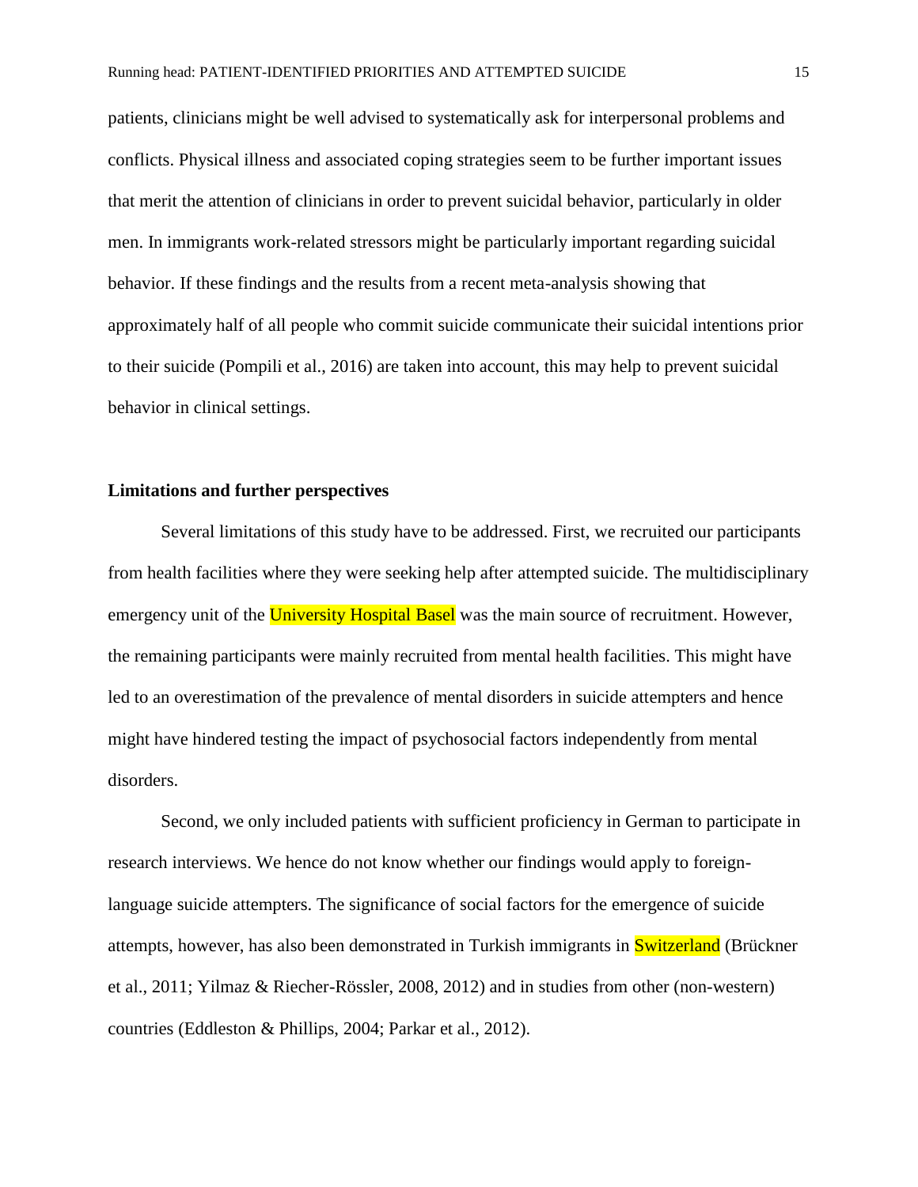patients, clinicians might be well advised to systematically ask for interpersonal problems and conflicts. Physical illness and associated coping strategies seem to be further important issues that merit the attention of clinicians in order to prevent suicidal behavior, particularly in older men. In immigrants work-related stressors might be particularly important regarding suicidal behavior. If these findings and the results from a recent meta-analysis showing that approximately half of all people who commit suicide communicate their suicidal intentions prior to their suicide (Pompili et al., 2016) are taken into account, this may help to prevent suicidal behavior in clinical settings.

**Limitations and further perspectives**

Several limitations of this study have to be addressed. First, we recruited our participants from health facilities where they were seeking help after attempted suicide. The multidisciplinary emergency unit of the University Hospital Basel was the main source of recruitment. However, the remaining participants were mainly recruited from mental health facilities. This might have led to an overestimation of the prevalence of mental disorders in suicide attempters and hence might have hindered testing the impact of psychosocial factors independently from mental disorders.

Second, we only included patients with sufficient proficiency in German to participate in research interviews. We hence do not know whether our findings would apply to foreign-language suicide attempters. The significance of social factors for the emergence of suicide attempts, however, has also been demonstrated in Turkish immigrants in Switzerland (Brückner et al., 2011; Yilmaz & Riecher-Rössler, 2008, 2012) and in studies from other (non-western) countries (Eddleston & Phillips, 2004; Parkar et al., 2012).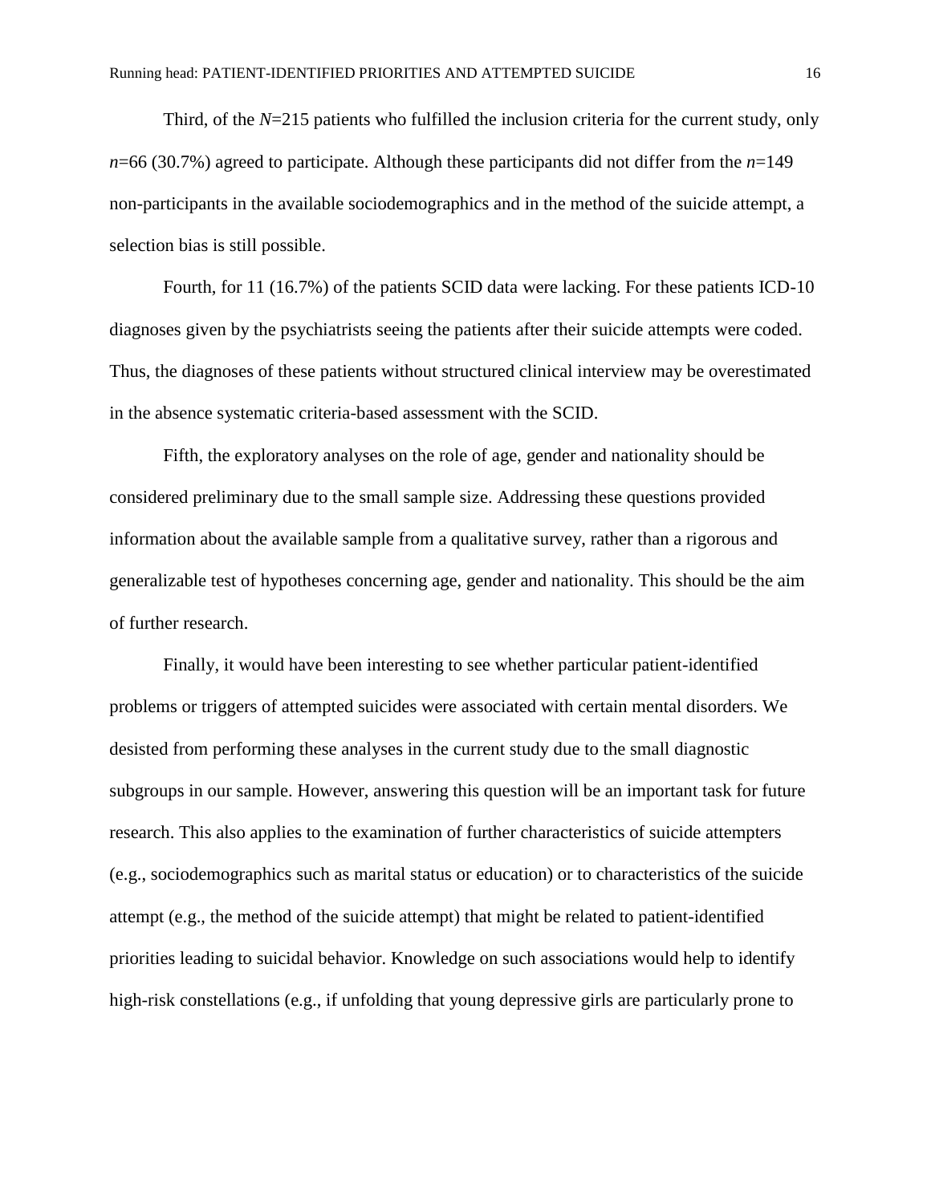Third, of the $N$=215 patients who fulfilled the inclusion criteria for the current study, only $n$=66 (30.7%) agreed to participate. Although these participants did not differ from the $n$=149 non-participants in the available sociodemographics and in the method of the suicide attempt, a selection bias is still possible.

Fourth, for 11 (16.7%) of the patients SCID data were lacking. For these patients ICD-10 diagnoses given by the psychiatrists seeing the patients after their suicide attempts were coded. Thus, the diagnoses of these patients without structured clinical interview may be overestimated in the absence systematic criteria-based assessment with the SCID.

Fifth, the exploratory analyses on the role of age, gender and nationality should be considered preliminary due to the small sample size. Addressing these questions provided information about the available sample from a qualitative survey, rather than a rigorous and generalizable test of hypotheses concerning age, gender and nationality. This should be the aim of further research.

Finally, it would have been interesting to see whether particular patient-identified problems or triggers of attempted suicides were associated with certain mental disorders. We desisted from performing these analyses in the current study due to the small diagnostic subgroups in our sample. However, answering this question will be an important task for future research. This also applies to the examination of further characteristics of suicide attempters (e.g., sociodemographics such as marital status or education) or to characteristics of the suicide attempt (e.g., the method of the suicide attempt) that might be related to patient-identified priorities leading to suicidal behavior. Knowledge on such associations would help to identify high-risk constellations (e.g., if unfolding that young depressive girls are particularly prone to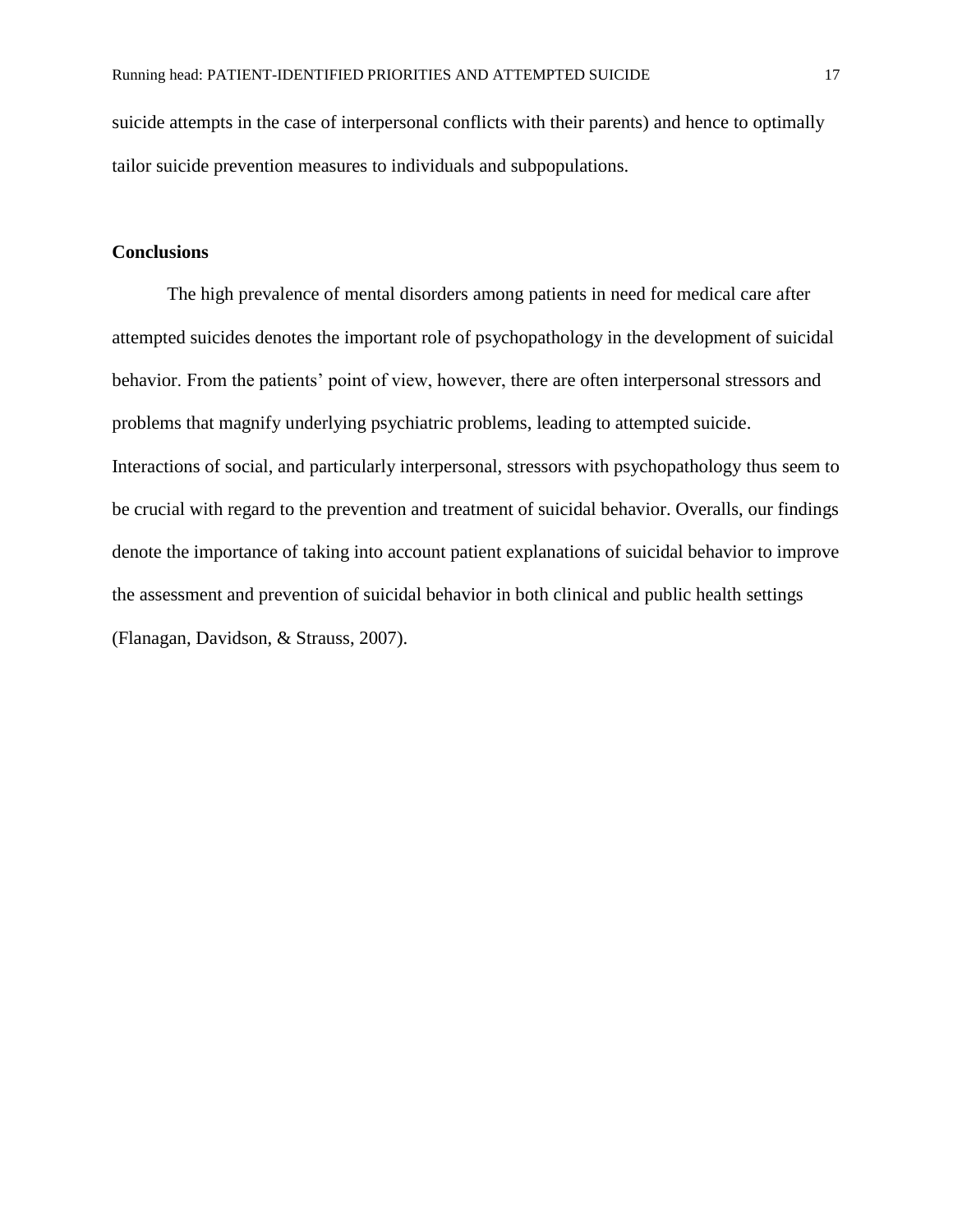suicide attempts in the case of interpersonal conflicts with their parents) and hence to optimally tailor suicide prevention measures to individuals and subpopulations.

## Conclusions

The high prevalence of mental disorders among patients in need for medical care after attempted suicides denotes the important role of psychopathology in the development of suicidal behavior. From the patients' point of view, however, there are often interpersonal stressors and problems that magnify underlying psychiatric problems, leading to attempted suicide. Interactions of social, and particularly interpersonal, stressors with psychopathology thus seem to be crucial with regard to the prevention and treatment of suicidal behavior. Overalls, our findings denote the importance of taking into account patient explanations of suicidal behavior to improve the assessment and prevention of suicidal behavior in both clinical and public health settings (Flanagan, Davidson, & Strauss, 2007).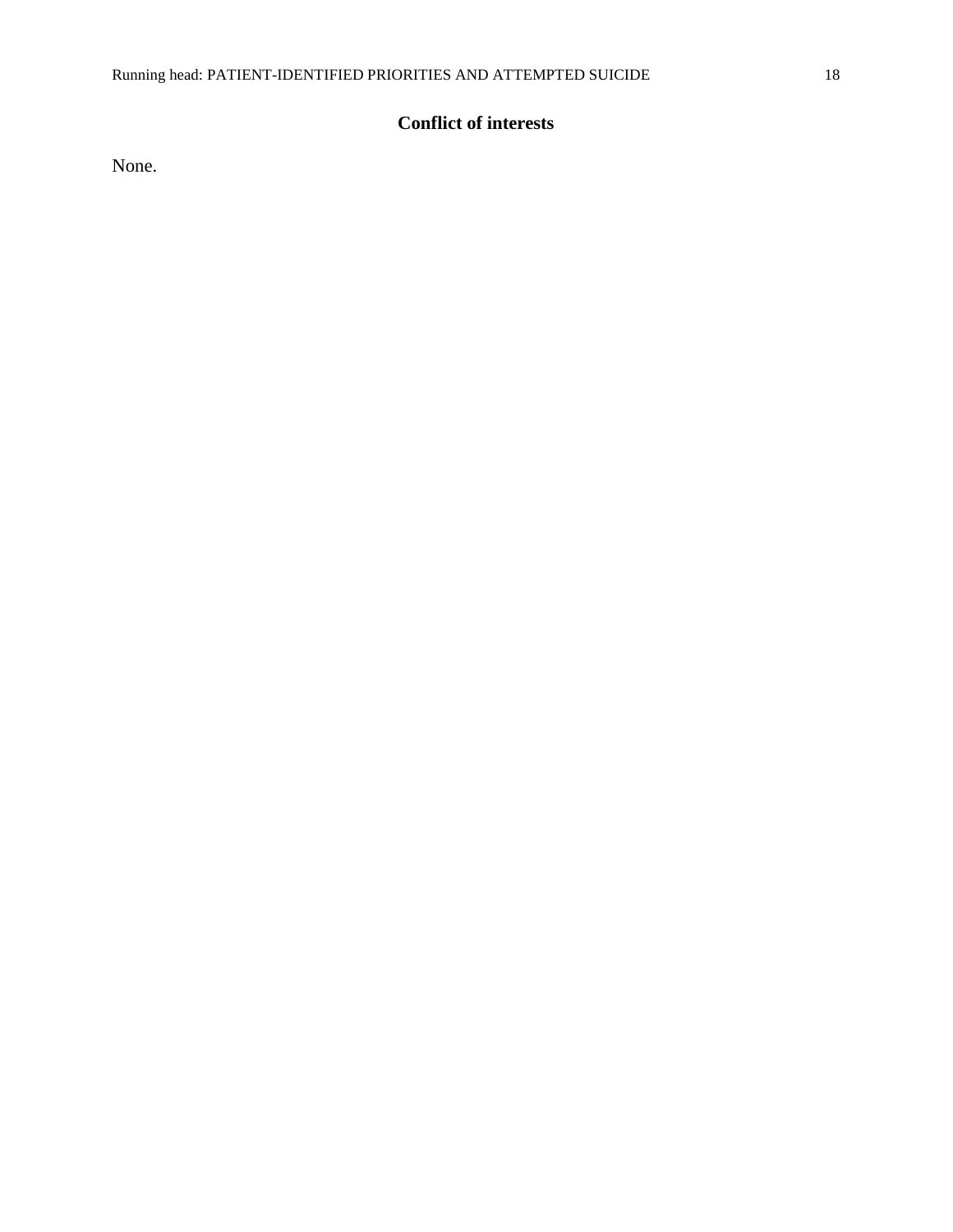## Conflict of interests

None.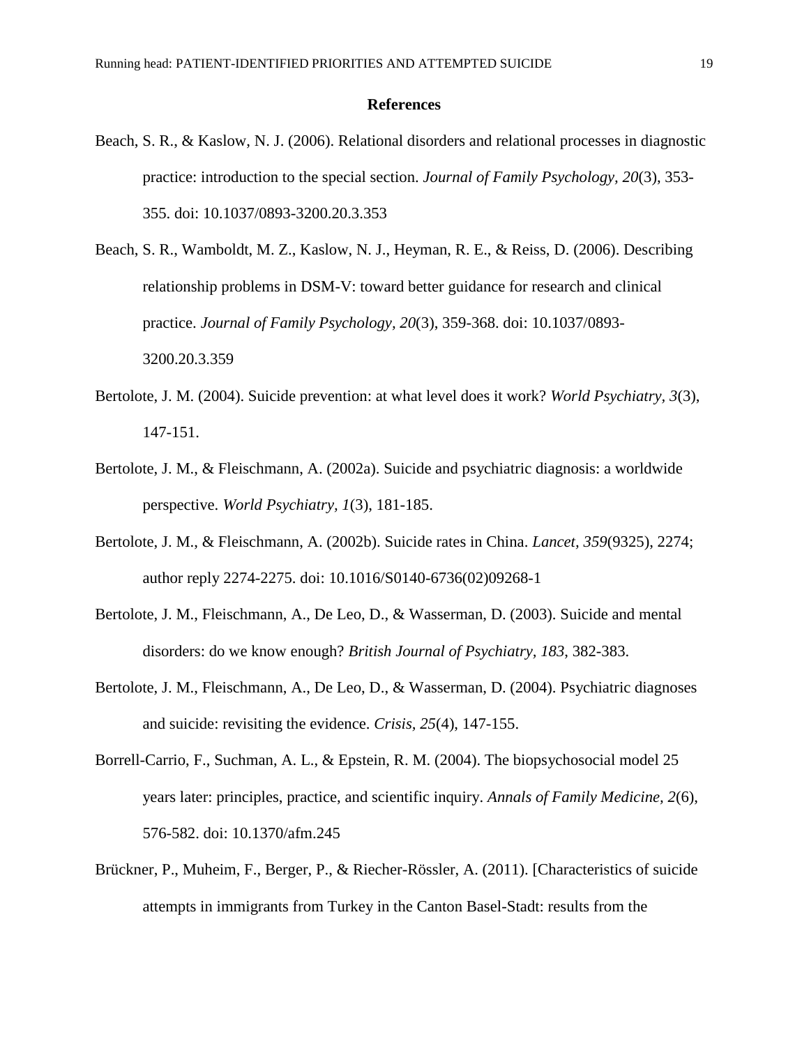**References**

Beach, S. R., & Kaslow, N. J. (2006). Relational disorders and relational processes in diagnostic practice: introduction to the special section. *Journal of Family Psychology, 20*(3), 353-355. doi: 10.1037/0893-3200.20.3.353

Beach, S. R., Wamboldt, M. Z., Kaslow, N. J., Heyman, R. E., & Reiss, D. (2006). Describing relationship problems in DSM-V: toward better guidance for research and clinical practice. *Journal of Family Psychology, 20*(3), 359-368. doi: 10.1037/0893-3200.20.3.359

Bertolote, J. M. (2004). Suicide prevention: at what level does it work? *World Psychiatry, 3*(3), 147-151.

Bertolote, J. M., & Fleischmann, A. (2002a). Suicide and psychiatric diagnosis: a worldwide perspective. *World Psychiatry, 1*(3), 181-185.

Bertolote, J. M., & Fleischmann, A. (2002b). Suicide rates in China. *Lancet, 359*(9325), 2274; author reply 2274-2275. doi: 10.1016/S0140-6736(02)09268-1

Bertolote, J. M., Fleischmann, A., De Leo, D., & Wasserman, D. (2003). Suicide and mental disorders: do we know enough? *British Journal of Psychiatry, 183*, 382-383.

Bertolote, J. M., Fleischmann, A., De Leo, D., & Wasserman, D. (2004). Psychiatric diagnoses and suicide: revisiting the evidence. *Crisis, 25*(4), 147-155.

Borrell-Carrio, F., Suchman, A. L., & Epstein, R. M. (2004). The biopsychosocial model 25 years later: principles, practice, and scientific inquiry. *Annals of Family Medicine, 2*(6), 576-582. doi: 10.1370/afm.245

Brückner, P., Muheim, F., Berger, P., & Riecher-Rössler, A. (2011). [Characteristics of suicide attempts in immigrants from Turkey in the Canton Basel-Stadt: results from the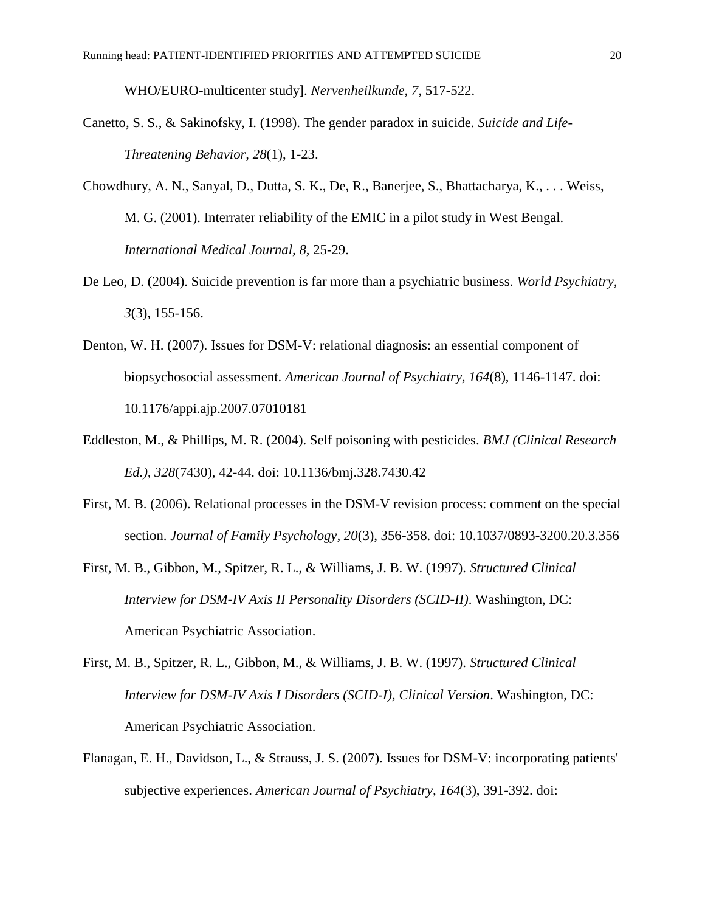WHO/EURO-multicenter study]. *Nervenheilkunde, 7*, 517-522.

Canetto, S. S., & Sakinofsky, I. (1998). The gender paradox in suicide. *Suicide and Life-Threatening Behavior, 28*(1), 1-23.

Chowdhury, A. N., Sanyal, D., Dutta, S. K., De, R., Banerjee, S., Bhattacharya, K., . . . Weiss, M. G. (2001). Interrater reliability of the EMIC in a pilot study in West Bengal. *International Medical Journal, 8*, 25-29.

De Leo, D. (2004). Suicide prevention is far more than a psychiatric business. *World Psychiatry, 3*(3), 155-156.

Denton, W. H. (2007). Issues for DSM-V: relational diagnosis: an essential component of biopsychosocial assessment. *American Journal of Psychiatry, 164*(8), 1146-1147. doi: 10.1176/appi.ajp.2007.07010181

Eddleston, M., & Phillips, M. R. (2004). Self poisoning with pesticides. *BMJ (Clinical Research Ed.), 328*(7430), 42-44. doi: 10.1136/bmj.328.7430.42

First, M. B. (2006). Relational processes in the DSM-V revision process: comment on the special section. *Journal of Family Psychology, 20*(3), 356-358. doi: 10.1037/0893-3200.20.3.356

First, M. B., Gibbon, M., Spitzer, R. L., & Williams, J. B. W. (1997). *Structured Clinical Interview for DSM-IV Axis II Personality Disorders (SCID-II)*. Washington, DC: American Psychiatric Association.

First, M. B., Spitzer, R. L., Gibbon, M., & Williams, J. B. W. (1997). *Structured Clinical Interview for DSM-IV Axis I Disorders (SCID-I), Clinical Version*. Washington, DC: American Psychiatric Association.

Flanagan, E. H., Davidson, L., & Strauss, J. S. (2007). Issues for DSM-V: incorporating patients' subjective experiences. *American Journal of Psychiatry, 164*(3), 391-392. doi: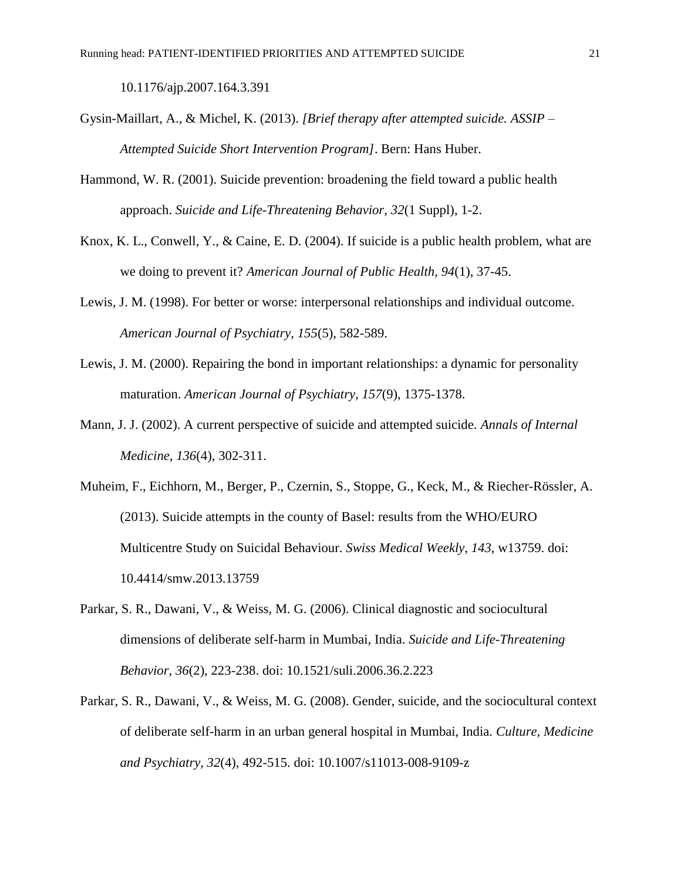10.1176/ajp.2007.164.3.391

Gysin-Maillart, A., & Michel, K. (2013). *[Brief therapy after attempted suicide. ASSIP – Attempted Suicide Short Intervention Program]*. Bern: Hans Huber.

Hammond, W. R. (2001). Suicide prevention: broadening the field toward a public health approach. *Suicide and Life-Threatening Behavior, 32*(1 Suppl), 1-2.

Knox, K. L., Conwell, Y., & Caine, E. D. (2004). If suicide is a public health problem, what are we doing to prevent it? *American Journal of Public Health, 94*(1), 37-45.

Lewis, J. M. (1998). For better or worse: interpersonal relationships and individual outcome. *American Journal of Psychiatry, 155*(5), 582-589.

Lewis, J. M. (2000). Repairing the bond in important relationships: a dynamic for personality maturation. *American Journal of Psychiatry, 157*(9), 1375-1378.

Mann, J. J. (2002). A current perspective of suicide and attempted suicide. *Annals of Internal Medicine, 136*(4), 302-311.

Muheim, F., Eichhorn, M., Berger, P., Czernin, S., Stoppe, G., Keck, M., & Riecher-Rössler, A. (2013). Suicide attempts in the county of Basel: results from the WHO/EURO Multicentre Study on Suicidal Behaviour. *Swiss Medical Weekly, 143*, w13759. doi: 10.4414/smw.2013.13759

Parkar, S. R., Dawani, V., & Weiss, M. G. (2006). Clinical diagnostic and sociocultural dimensions of deliberate self-harm in Mumbai, India. *Suicide and Life-Threatening Behavior, 36*(2), 223-238. doi: 10.1521/suli.2006.36.2.223

Parkar, S. R., Dawani, V., & Weiss, M. G. (2008). Gender, suicide, and the sociocultural context of deliberate self-harm in an urban general hospital in Mumbai, India. *Culture, Medicine and Psychiatry, 32*(4), 492-515. doi: 10.1007/s11013-008-9109-z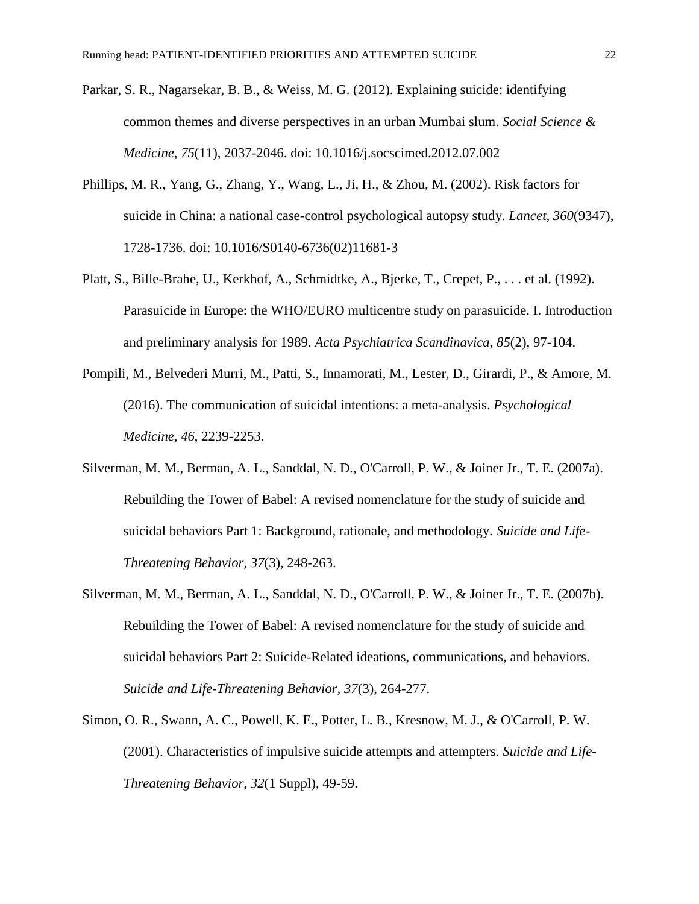Parkar, S. R., Nagarsekar, B. B., & Weiss, M. G. (2012). Explaining suicide: identifying common themes and diverse perspectives in an urban Mumbai slum. *Social Science & Medicine, 75*(11), 2037-2046. doi: 10.1016/j.socscimed.2012.07.002

Phillips, M. R., Yang, G., Zhang, Y., Wang, L., Ji, H., & Zhou, M. (2002). Risk factors for suicide in China: a national case-control psychological autopsy study. *Lancet, 360*(9347), 1728-1736. doi: 10.1016/S0140-6736(02)11681-3

Platt, S., Bille-Brahe, U., Kerkhof, A., Schmidtke, A., Bjerke, T., Crepet, P., . . . et al. (1992). Parasuicide in Europe: the WHO/EURO multicentre study on parasuicide. I. Introduction and preliminary analysis for 1989. *Acta Psychiatrica Scandinavica, 85*(2), 97-104.

Pompili, M., Belvederi Murri, M., Patti, S., Innamorati, M., Lester, D., Girardi, P., & Amore, M. (2016). The communication of suicidal intentions: a meta-analysis. *Psychological Medicine, 46*, 2239-2253.

Silverman, M. M., Berman, A. L., Sanddal, N. D., O'Carroll, P. W., & Joiner Jr., T. E. (2007a). Rebuilding the Tower of Babel: A revised nomenclature for the study of suicide and suicidal behaviors Part 1: Background, rationale, and methodology. *Suicide and Life-Threatening Behavior, 37*(3), 248-263.

Silverman, M. M., Berman, A. L., Sanddal, N. D., O'Carroll, P. W., & Joiner Jr., T. E. (2007b). Rebuilding the Tower of Babel: A revised nomenclature for the study of suicide and suicidal behaviors Part 2: Suicide-Related ideations, communications, and behaviors. *Suicide and Life-Threatening Behavior, 37*(3), 264-277.

Simon, O. R., Swann, A. C., Powell, K. E., Potter, L. B., Kresnow, M. J., & O'Carroll, P. W. (2001). Characteristics of impulsive suicide attempts and attempters. *Suicide and Life-Threatening Behavior, 32*(1 Suppl), 49-59.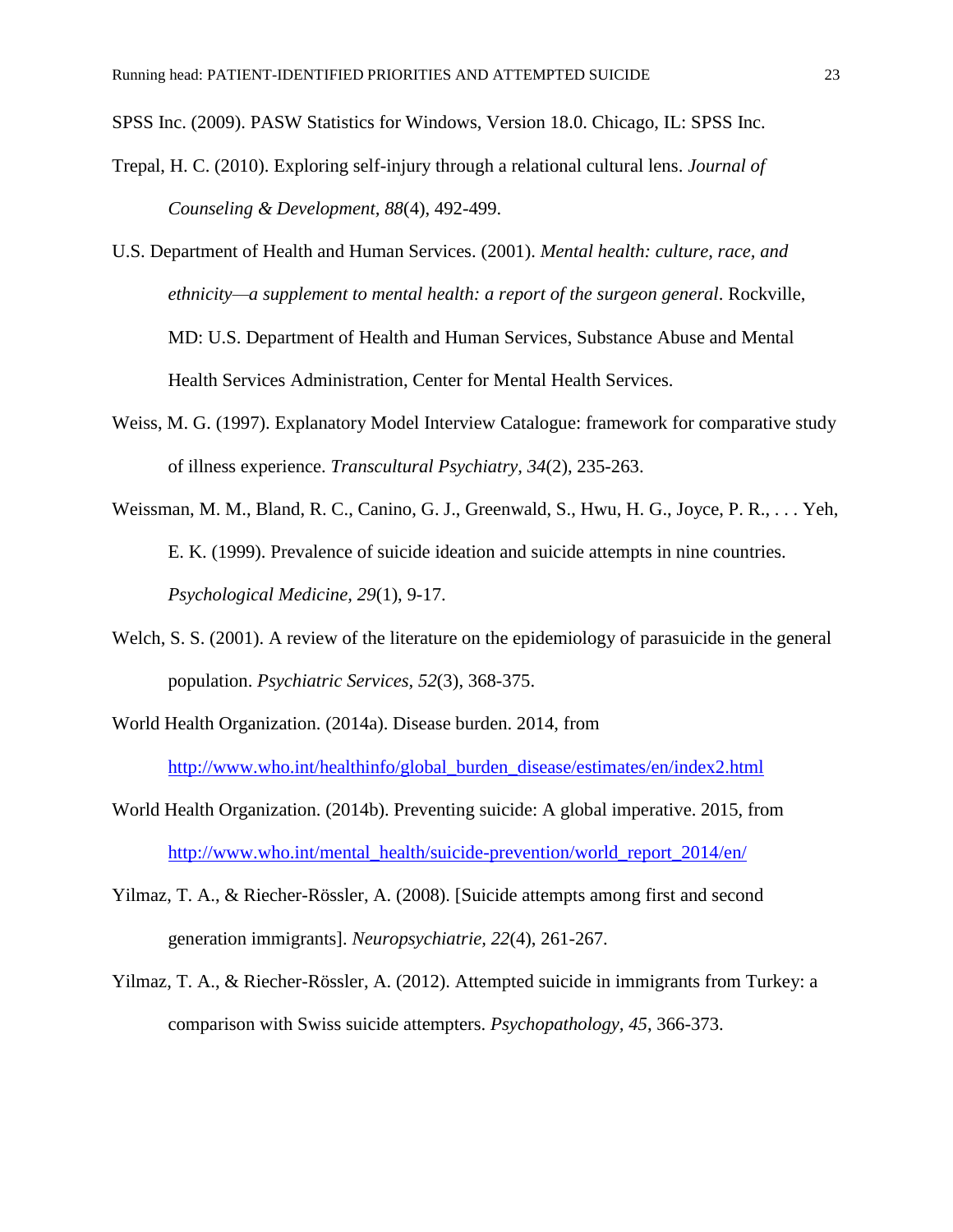SPSS Inc. (2009). PASW Statistics for Windows, Version 18.0. Chicago, IL: SPSS Inc.

Trepal, H. C. (2010). Exploring self-injury through a relational cultural lens. *Journal of Counseling & Development, 88*(4), 492-499.

U.S. Department of Health and Human Services. (2001). *Mental health: culture, race, and ethnicity—a supplement to mental health: a report of the surgeon general*. Rockville, MD: U.S. Department of Health and Human Services, Substance Abuse and Mental Health Services Administration, Center for Mental Health Services.

Weiss, M. G. (1997). Explanatory Model Interview Catalogue: framework for comparative study of illness experience. *Transcultural Psychiatry, 34*(2), 235-263.

Weissman, M. M., Bland, R. C., Canino, G. J., Greenwald, S., Hwu, H. G., Joyce, P. R., . . . Yeh, E. K. (1999). Prevalence of suicide ideation and suicide attempts in nine countries. *Psychological Medicine, 29*(1), 9-17.

Welch, S. S. (2001). A review of the literature on the epidemiology of parasuicide in the general population. *Psychiatric Services, 52*(3), 368-375.

World Health Organization. (2014a). Disease burden. 2014, from http://www.who.int/healthinfo/global_burden_disease/estimates/en/index2.html

World Health Organization. (2014b). Preventing suicide: A global imperative. 2015, from http://www.who.int/mental_health/suicide-prevention/world_report_2014/en/

Yilmaz, T. A., & Riecher-Rössler, A. (2008). [Suicide attempts among first and second generation immigrants]. *Neuropsychiatrie, 22*(4), 261-267.

Yilmaz, T. A., & Riecher-Rössler, A. (2012). Attempted suicide in immigrants from Turkey: a comparison with Swiss suicide attempters. *Psychopathology, 45*, 366-373.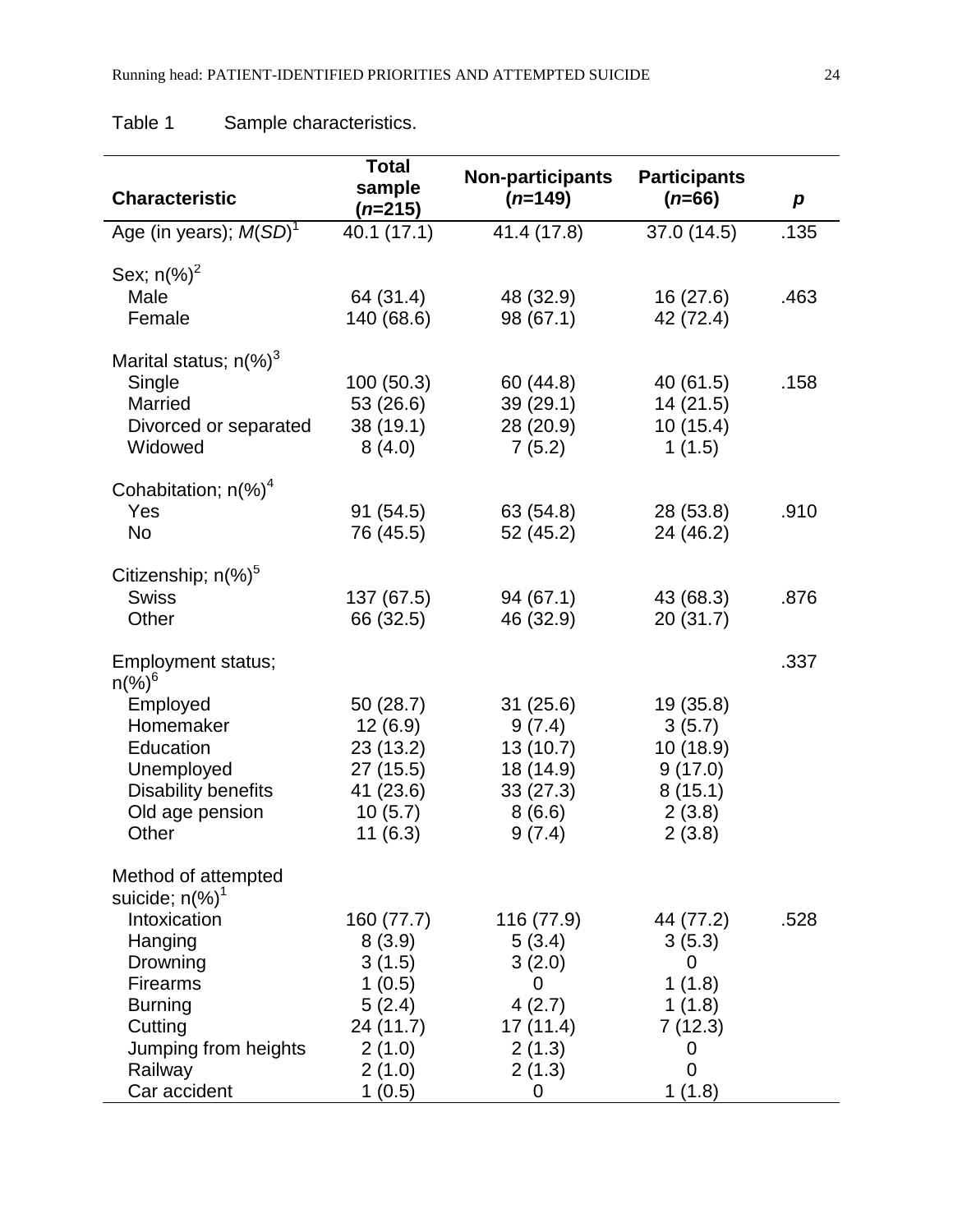Table 1 Sample characteristics.

| Characteristic | Total sample (*n*=215) | Non-participants (*n*=149) | Participants (*n*=66) | *p* |
|---|---|---|---|---|
| Age (in years); *M*(*SD*)[1] | 40.1 (17.1) | 41.4 (17.8) | 37.0 (14.5) | .135 |
| Sex; n(%)[2] | | | | |
| Male | 64 (31.4) | 48 (32.9) | 16 (27.6) | .463 |
| Female | 140 (68.6) | 98 (67.1) | 42 (72.4) | |
| Marital status; n(%)[3] | | | | |
| Single | 100 (50.3) | 60 (44.8) | 40 (61.5) | .158 |
| Married | 53 (26.6) | 39 (29.1) | 14 (21.5) | |
| Divorced or separated | 38 (19.1) | 28 (20.9) | 10 (15.4) | |
| Widowed | 8 (4.0) | 7 (5.2) | 1 (1.5) | |
| Cohabitation; n(%)[4] | | | | |
| Yes | 91 (54.5) | 63 (54.8) | 28 (53.8) | .910 |
| No | 76 (45.5) | 52 (45.2) | 24 (46.2) | |
| Citizenship; n(%)[5] | | | | |
| Swiss | 137 (67.5) | 94 (67.1) | 43 (68.3) | .876 |
| Other | 66 (32.5) | 46 (32.9) | 20 (31.7) | |
| Employment status; n(%)[6] | | | | .337 |
| Employed | 50 (28.7) | 31 (25.6) | 19 (35.8) | |
| Homemaker | 12 (6.9) | 9 (7.4) | 3 (5.7) | |
| Education | 23 (13.2) | 13 (10.7) | 10 (18.9) | |
| Unemployed | 27 (15.5) | 18 (14.9) | 9 (17.0) | |
| Disability benefits | 41 (23.6) | 33 (27.3) | 8 (15.1) | |
| Old age pension | 10 (5.7) | 8 (6.6) | 2 (3.8) | |
| Other | 11 (6.3) | 9 (7.4) | 2 (3.8) | |
| Method of attempted suicide; n(%)[1] | | | | |
| Intoxication | 160 (77.7) | 116 (77.9) | 44 (77.2) | .528 |
| Hanging | 8 (3.9) | 5 (3.4) | 3 (5.3) | |
| Drowning | 3 (1.5) | 3 (2.0) | 0 | |
| Firearms | 1 (0.5) | 0 | 1 (1.8) | |
| Burning | 5 (2.4) | 4 (2.7) | 1 (1.8) | |
| Cutting | 24 (11.7) | 17 (11.4) | 7 (12.3) | |
| Jumping from heights | 2 (1.0) | 2 (1.3) | 0 | |
| Railway | 2 (1.0) | 2 (1.3) | 0 | |
| Car accident | 1 (0.5) | 0 | 1 (1.8) | |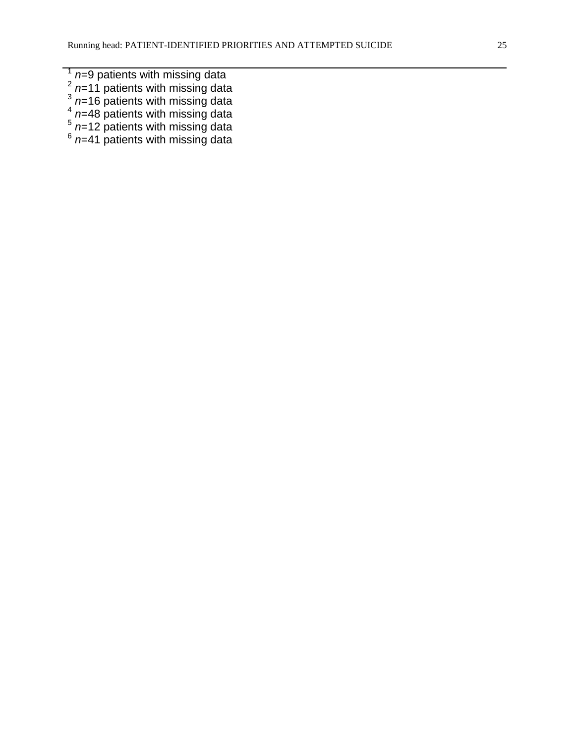[1] *n*=9 patients with missing data
[2] *n*=11 patients with missing data
[3] *n*=16 patients with missing data
[4] *n*=48 patients with missing data
[5] *n*=12 patients with missing data
[6] *n*=41 patients with missing data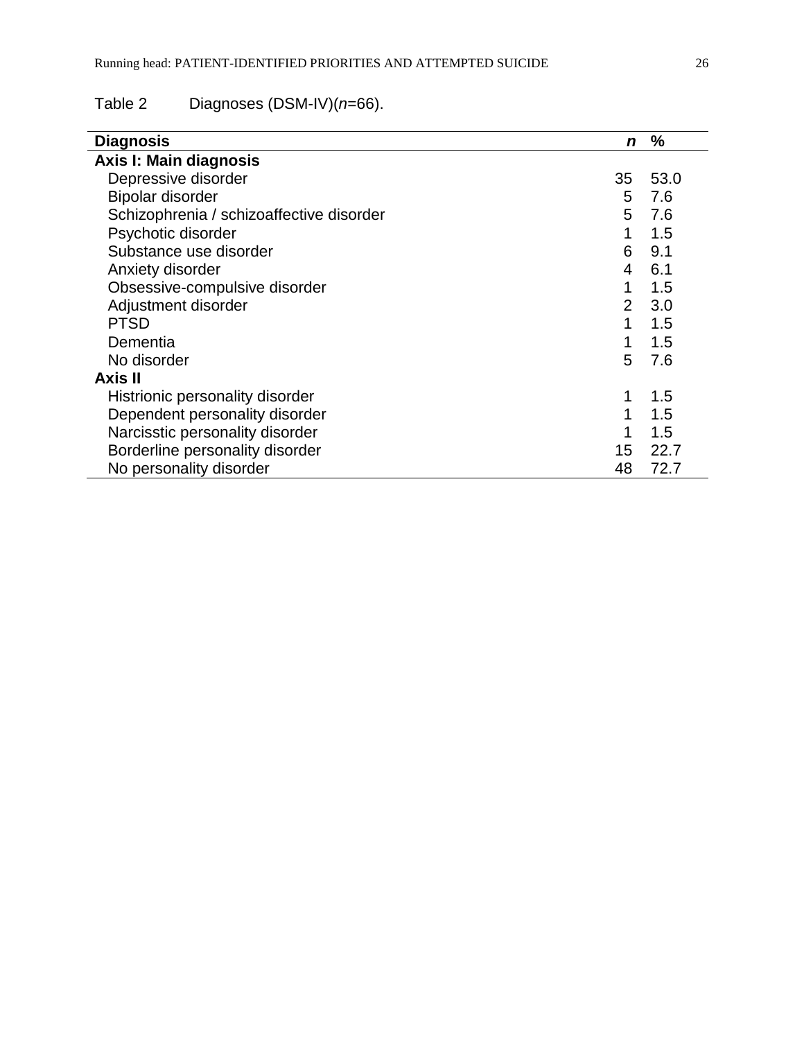Table 2 Diagnoses (DSM-IV)(*n*=66).

| Diagnosis | *n* | % |
|---|---|---|
| **Axis I: Main diagnosis** | | |
| Depressive disorder | 35 | 53.0 |
| Bipolar disorder | 5 | 7.6 |
| Schizophrenia / schizoaffective disorder | 5 | 7.6 |
| Psychotic disorder | 1 | 1.5 |
| Substance use disorder | 6 | 9.1 |
| Anxiety disorder | 4 | 6.1 |
| Obsessive-compulsive disorder | 1 | 1.5 |
| Adjustment disorder | 2 | 3.0 |
| PTSD | 1 | 1.5 |
| Dementia | 1 | 1.5 |
| No disorder | 5 | 7.6 |
| **Axis II** | | |
| Histrionic personality disorder | 1 | 1.5 |
| Dependent personality disorder | 1 | 1.5 |
| Narcisstic personality disorder | 1 | 1.5 |
| Borderline personality disorder | 15 | 22.7 |
| No personality disorder | 48 | 72.7 |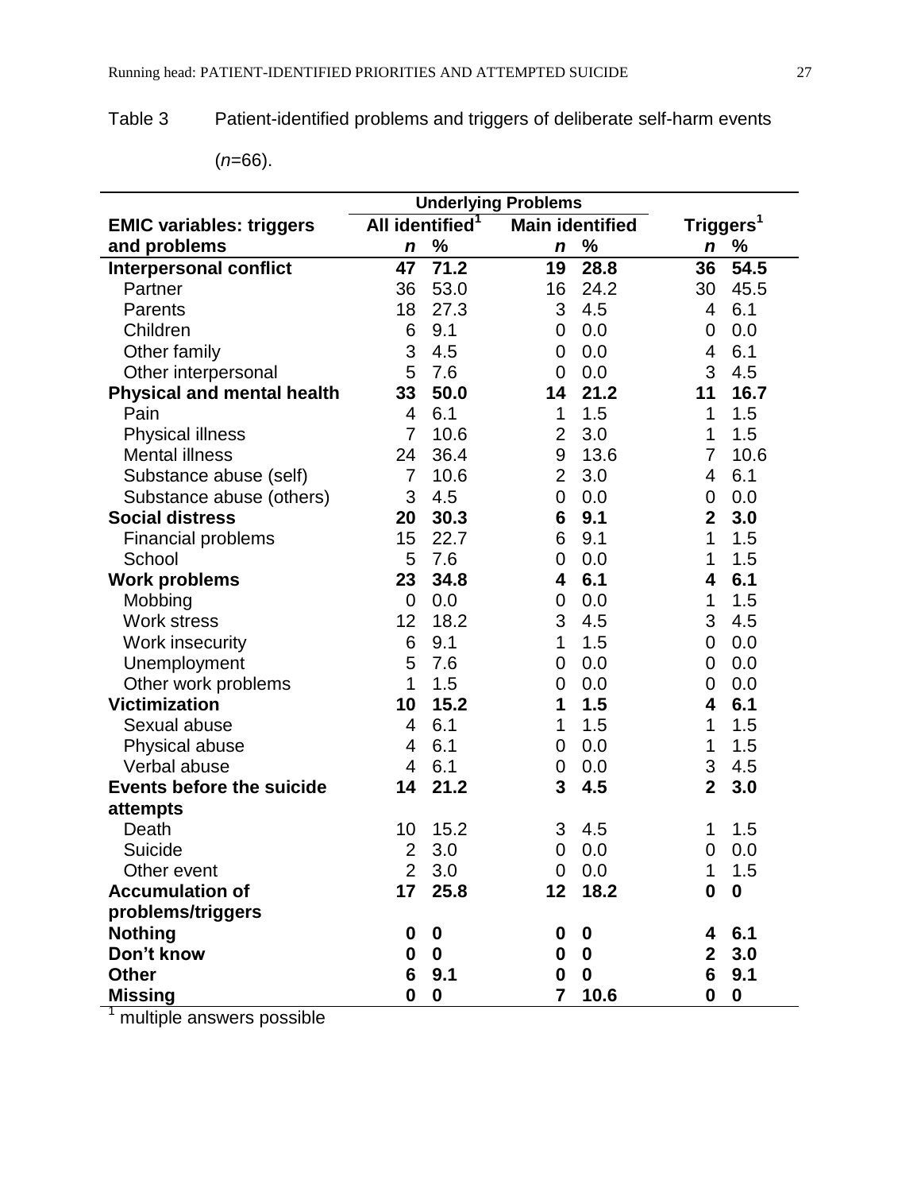Table 3 Patient-identified problems and triggers of deliberate self-harm events (*n*=66).

| EMIC variables: triggers and problems | Underlying Problems | | | | Triggers[1] | |
|---|---|---|---|---|---|---|
| | All identified[1] | | Main identified | | | |
| | *n* | % | *n* | % | *n* | % |
| **Interpersonal conflict** | **47** | **71.2** | **19** | **28.8** | **36** | **54.5** |
| Partner | 36 | 53.0 | 16 | 24.2 | 30 | 45.5 |
| Parents | 18 | 27.3 | 3 | 4.5 | 4 | 6.1 |
| Children | 6 | 9.1 | 0 | 0.0 | 0 | 0.0 |
| Other family | 3 | 4.5 | 0 | 0.0 | 4 | 6.1 |
| Other interpersonal | 5 | 7.6 | 0 | 0.0 | 3 | 4.5 |
| **Physical and mental health** | **33** | **50.0** | **14** | **21.2** | **11** | **16.7** |
| Pain | 4 | 6.1 | 1 | 1.5 | 1 | 1.5 |
| Physical illness | 7 | 10.6 | 2 | 3.0 | 1 | 1.5 |
| Mental illness | 24 | 36.4 | 9 | 13.6 | 7 | 10.6 |
| Substance abuse (self) | 7 | 10.6 | 2 | 3.0 | 4 | 6.1 |
| Substance abuse (others) | 3 | 4.5 | 0 | 0.0 | 0 | 0.0 |
| **Social distress** | **20** | **30.3** | **6** | **9.1** | **2** | **3.0** |
| Financial problems | 15 | 22.7 | 6 | 9.1 | 1 | 1.5 |
| School | 5 | 7.6 | 0 | 0.0 | 1 | 1.5 |
| **Work problems** | **23** | **34.8** | **4** | **6.1** | **4** | **6.1** |
| Mobbing | 0 | 0.0 | 0 | 0.0 | 1 | 1.5 |
| Work stress | 12 | 18.2 | 3 | 4.5 | 3 | 4.5 |
| Work insecurity | 6 | 9.1 | 1 | 1.5 | 0 | 0.0 |
| Unemployment | 5 | 7.6 | 0 | 0.0 | 0 | 0.0 |
| Other work problems | 1 | 1.5 | 0 | 0.0 | 0 | 0.0 |
| **Victimization** | **10** | **15.2** | **1** | **1.5** | **4** | **6.1** |
| Sexual abuse | 4 | 6.1 | 1 | 1.5 | 1 | 1.5 |
| Physical abuse | 4 | 6.1 | 0 | 0.0 | 1 | 1.5 |
| Verbal abuse | 4 | 6.1 | 0 | 0.0 | 3 | 4.5 |
| **Events before the suicide attempts** | **14** | **21.2** | **3** | **4.5** | **2** | **3.0** |
| Death | 10 | 15.2 | 3 | 4.5 | 1 | 1.5 |
| Suicide | 2 | 3.0 | 0 | 0.0 | 0 | 0.0 |
| Other event | 2 | 3.0 | 0 | 0.0 | 1 | 1.5 |
| **Accumulation of problems/triggers** | **17** | **25.8** | **12** | **18.2** | **0** | **0** |
| **Nothing** | **0** | **0** | **0** | **0** | **4** | **6.1** |
| **Don't know** | **0** | **0** | **0** | **0** | **2** | **3.0** |
| **Other** | **6** | **9.1** | **0** | **0** | **6** | **9.1** |
| **Missing** | **0** | **0** | **7** | **10.6** | **0** | **0** |

[1] multiple answers possible